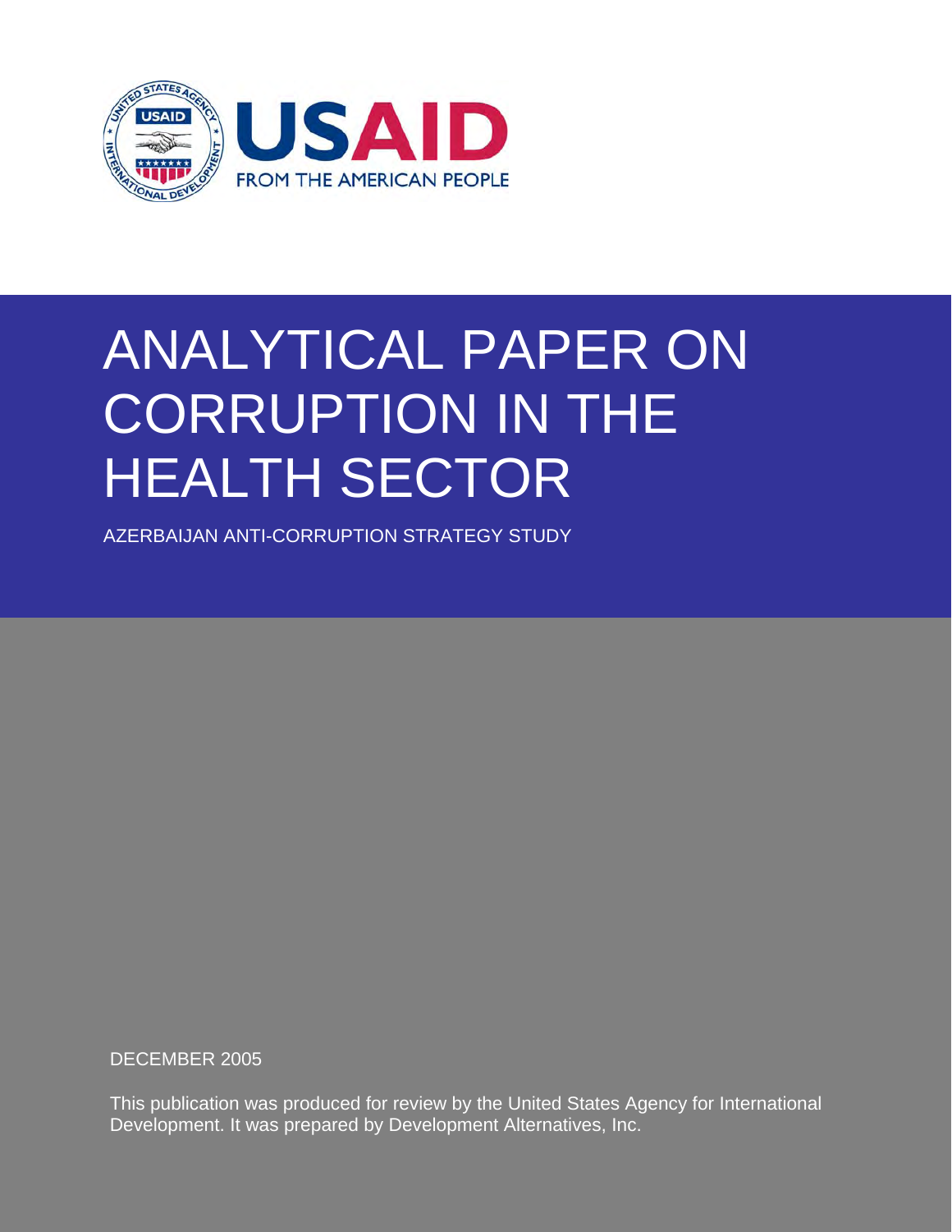USAID
FROM THE AMERICAN PEOPLE

# ANALYTICAL PAPER ON CORRUPTION IN THE HEALTH SECTOR

AZERBAIJAN ANTI-CORRUPTION STRATEGY STUDY

DECEMBER 2005

This publication was produced for review by the United States Agency for International Development. It was prepared by Development Alternatives, Inc.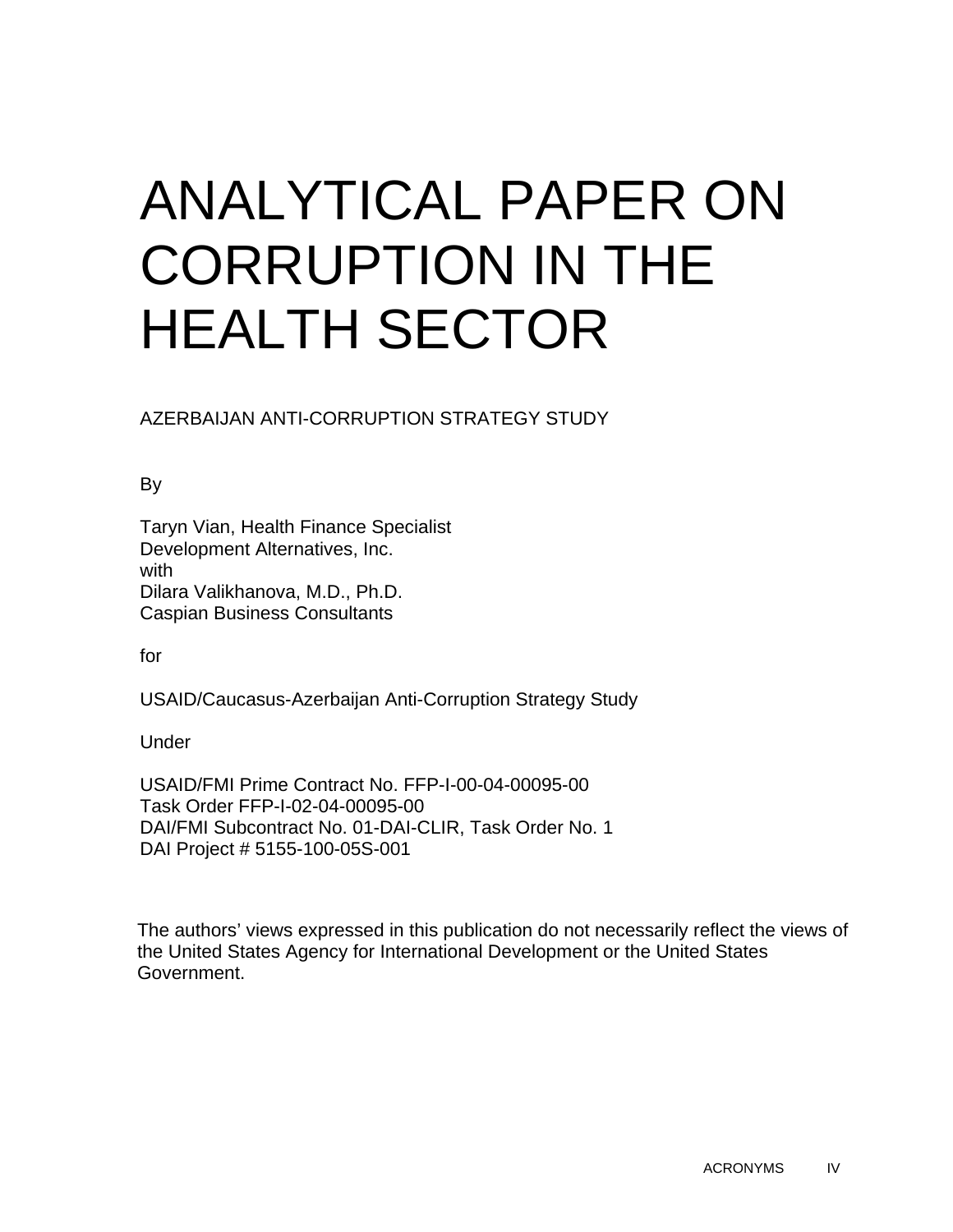# ANALYTICAL PAPER ON CORRUPTION IN THE HEALTH SECTOR

AZERBAIJAN ANTI-CORRUPTION STRATEGY STUDY

By

Taryn Vian, Health Finance Specialist
Development Alternatives, Inc.
with
Dilara Valikhanova, M.D., Ph.D.
Caspian Business Consultants

for

USAID/Caucasus-Azerbaijan Anti-Corruption Strategy Study

Under

USAID/FMI Prime Contract No. FFP-I-00-04-00095-00
Task Order FFP-I-02-04-00095-00
DAI/FMI Subcontract No. 01-DAI-CLIR, Task Order No. 1
DAI Project # 5155-100-05S-001

The authors' views expressed in this publication do not necessarily reflect the views of the United States Agency for International Development or the United States Government.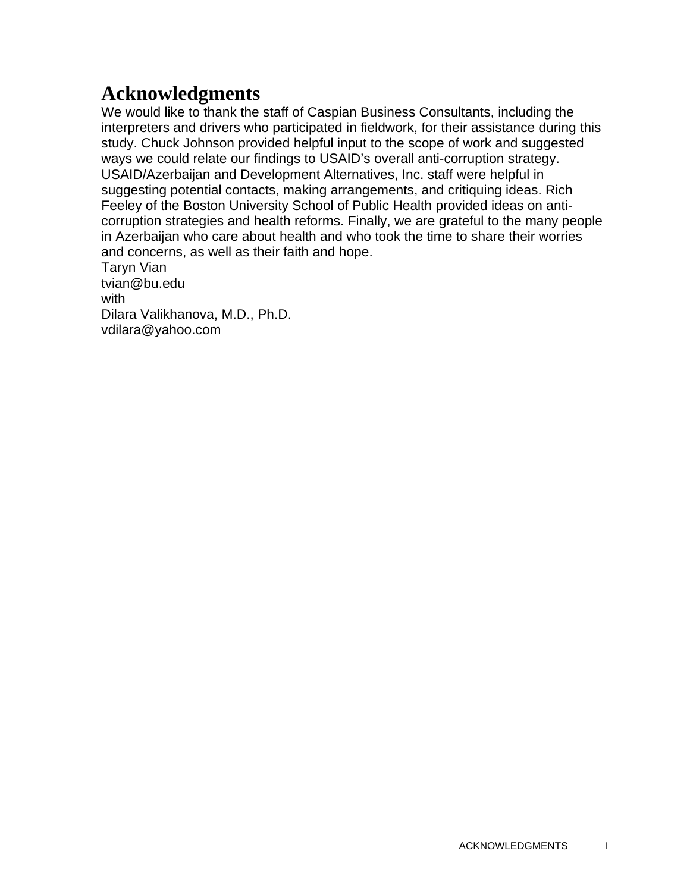# Acknowledgments

We would like to thank the staff of Caspian Business Consultants, including the interpreters and drivers who participated in fieldwork, for their assistance during this study. Chuck Johnson provided helpful input to the scope of work and suggested ways we could relate our findings to USAID's overall anti-corruption strategy. USAID/Azerbaijan and Development Alternatives, Inc. staff were helpful in suggesting potential contacts, making arrangements, and critiquing ideas. Rich Feeley of the Boston University School of Public Health provided ideas on anti-corruption strategies and health reforms. Finally, we are grateful to the many people in Azerbaijan who care about health and who took the time to share their worries and concerns, as well as their faith and hope.

Taryn Vian
tvian@bu.edu
with
Dilara Valikhanova, M.D., Ph.D.
vdilara@yahoo.com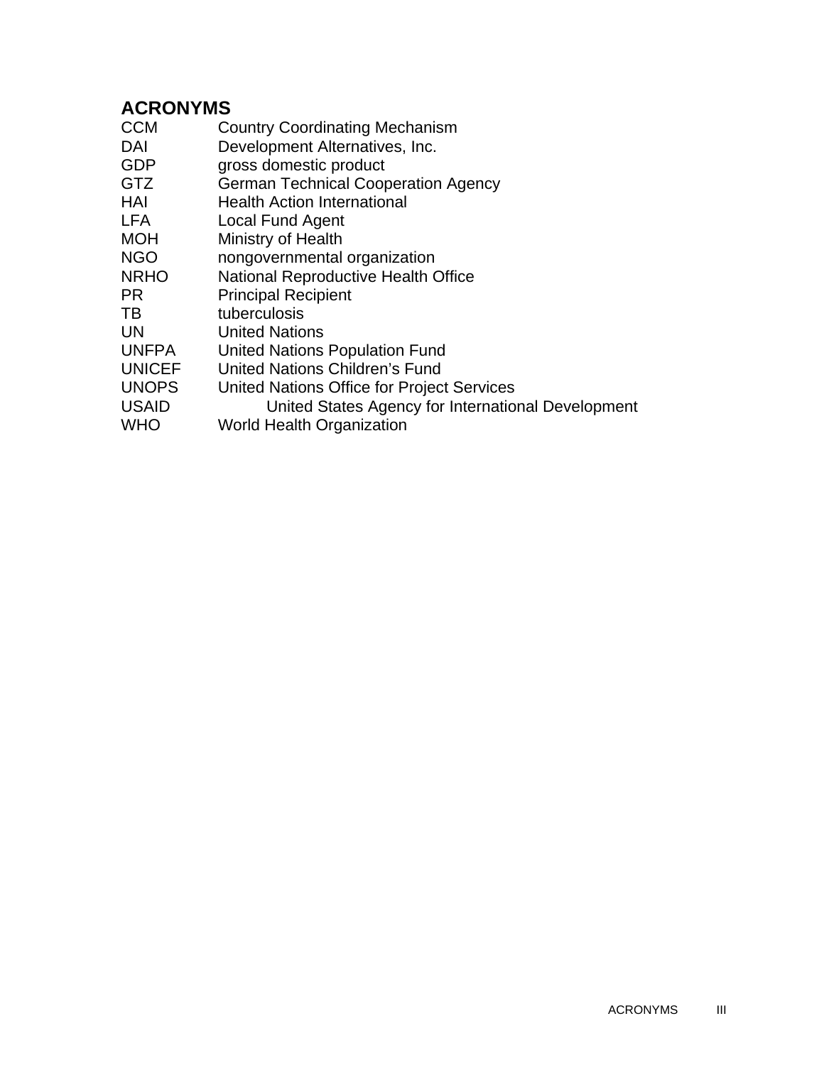# ACRONYMS

| | |
|---|---|
| CCM | Country Coordinating Mechanism |
| DAI | Development Alternatives, Inc. |
| GDP | gross domestic product |
| GTZ | German Technical Cooperation Agency |
| HAI | Health Action International |
| LFA | Local Fund Agent |
| MOH | Ministry of Health |
| NGO | nongovernmental organization |
| NRHO | National Reproductive Health Office |
| PR | Principal Recipient |
| TB | tuberculosis |
| UN | United Nations |
| UNFPA | United Nations Population Fund |
| UNICEF | United Nations Children's Fund |
| UNOPS | United Nations Office for Project Services |
| USAID | United States Agency for International Development |
| WHO | World Health Organization |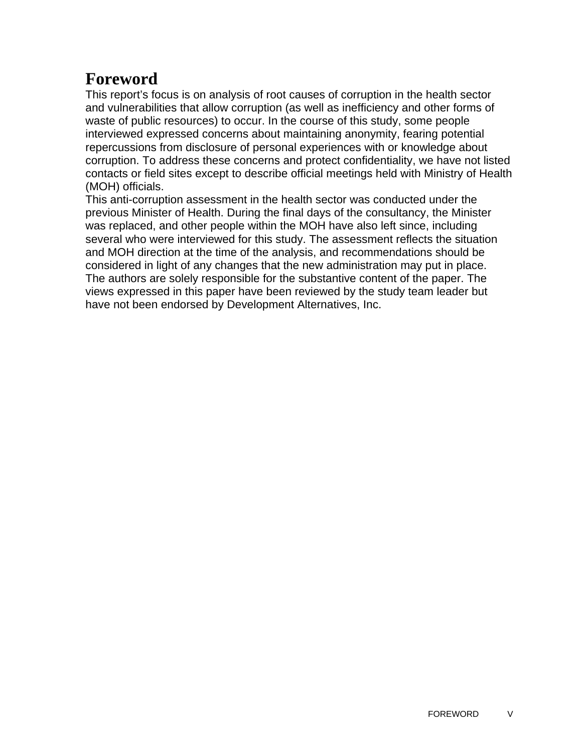# Foreword

This report's focus is on analysis of root causes of corruption in the health sector and vulnerabilities that allow corruption (as well as inefficiency and other forms of waste of public resources) to occur. In the course of this study, some people interviewed expressed concerns about maintaining anonymity, fearing potential repercussions from disclosure of personal experiences with or knowledge about corruption. To address these concerns and protect confidentiality, we have not listed contacts or field sites except to describe official meetings held with Ministry of Health (MOH) officials.

This anti-corruption assessment in the health sector was conducted under the previous Minister of Health. During the final days of the consultancy, the Minister was replaced, and other people within the MOH have also left since, including several who were interviewed for this study. The assessment reflects the situation and MOH direction at the time of the analysis, and recommendations should be considered in light of any changes that the new administration may put in place.

The authors are solely responsible for the substantive content of the paper. The views expressed in this paper have been reviewed by the study team leader but have not been endorsed by Development Alternatives, Inc.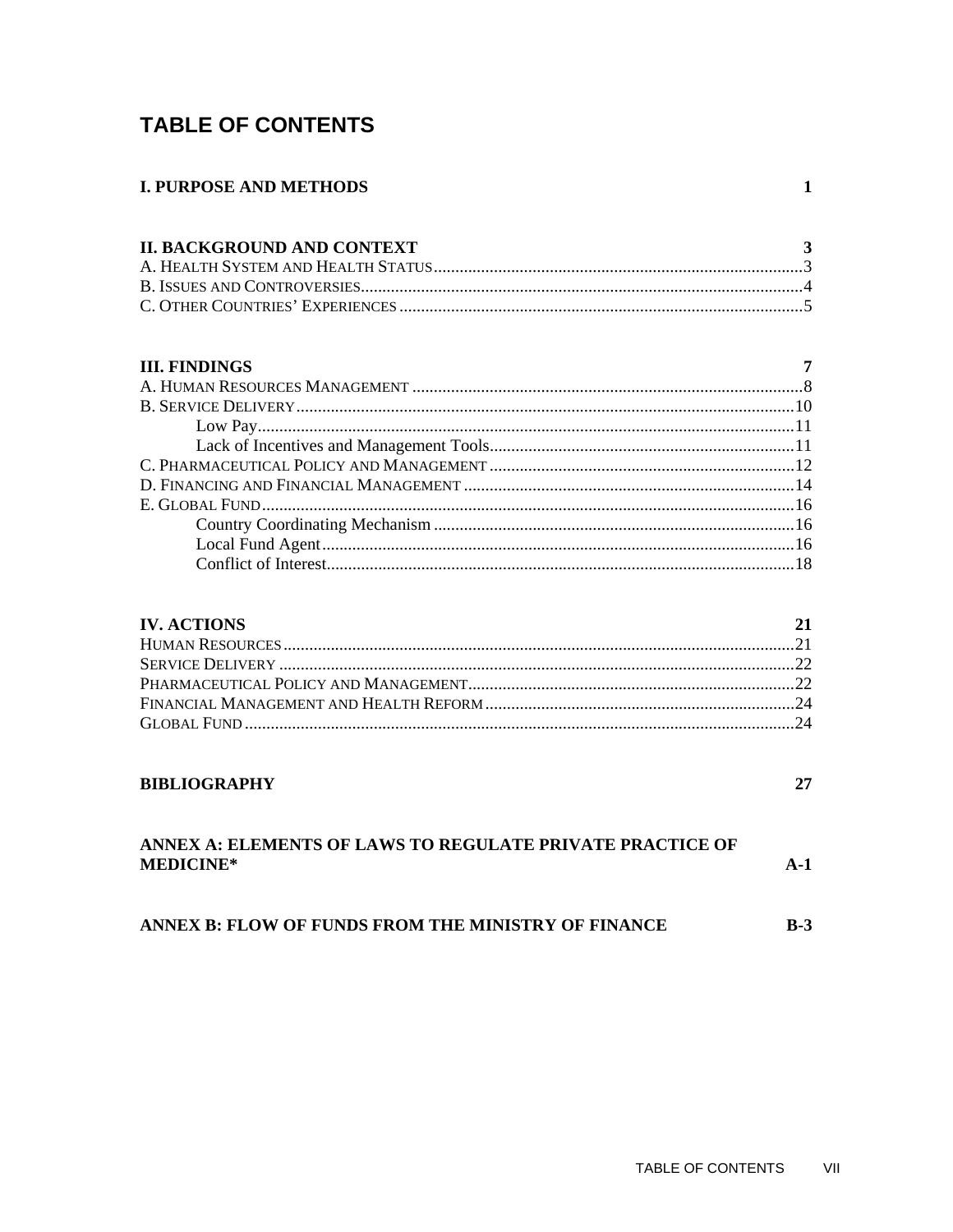# TABLE OF CONTENTS

**I. PURPOSE AND METHODS** **1**

**II. BACKGROUND AND CONTEXT** **3**

A. Health System and Health Status....3
B. Issues and Controversies....4
C. Other Countries' Experiences....5

**III. FINDINGS** **7**

A. Human Resources Management....8
B. Service Delivery....10
  Low Pay....11
  Lack of Incentives and Management Tools....11
C. Pharmaceutical Policy and Management....12
D. Financing and Financial Management....14
E. Global Fund....16
  Country Coordinating Mechanism....16
  Local Fund Agent....16
  Conflict of Interest....18

**IV. ACTIONS** **21**

Human Resources....21
Service Delivery....22
Pharmaceutical Policy and Management....22
Financial Management and Health Reform....24
Global Fund....24

**BIBLIOGRAPHY** **27**

**ANNEX A: ELEMENTS OF LAWS TO REGULATE PRIVATE PRACTICE OF MEDICINE*** **A-1**

**ANNEX B: FLOW OF FUNDS FROM THE MINISTRY OF FINANCE** **B-3**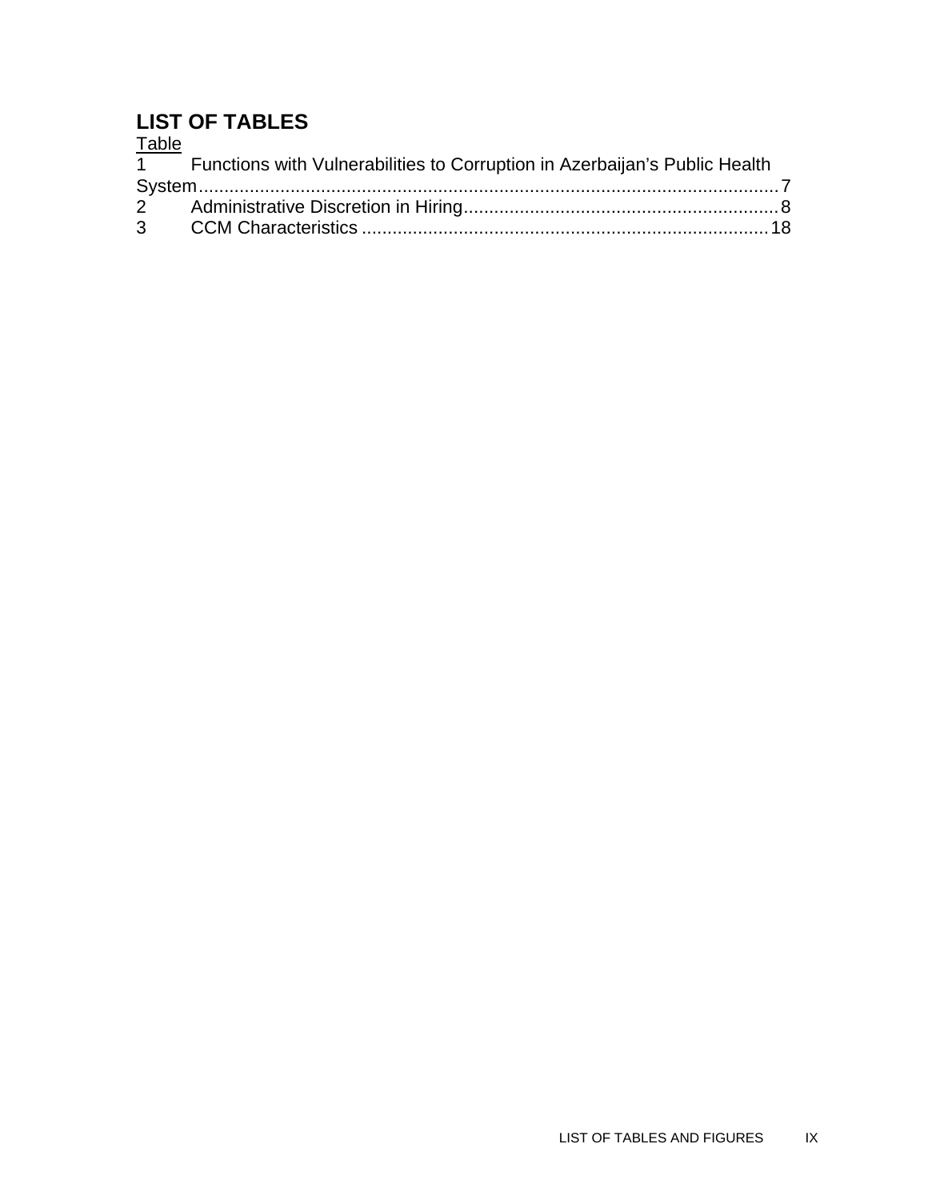## LIST OF TABLES

Table

1 Functions with Vulnerabilities to Corruption in Azerbaijan's Public Health System.......7

2 Administrative Discretion in Hiring.......8

3 CCM Characteristics.......18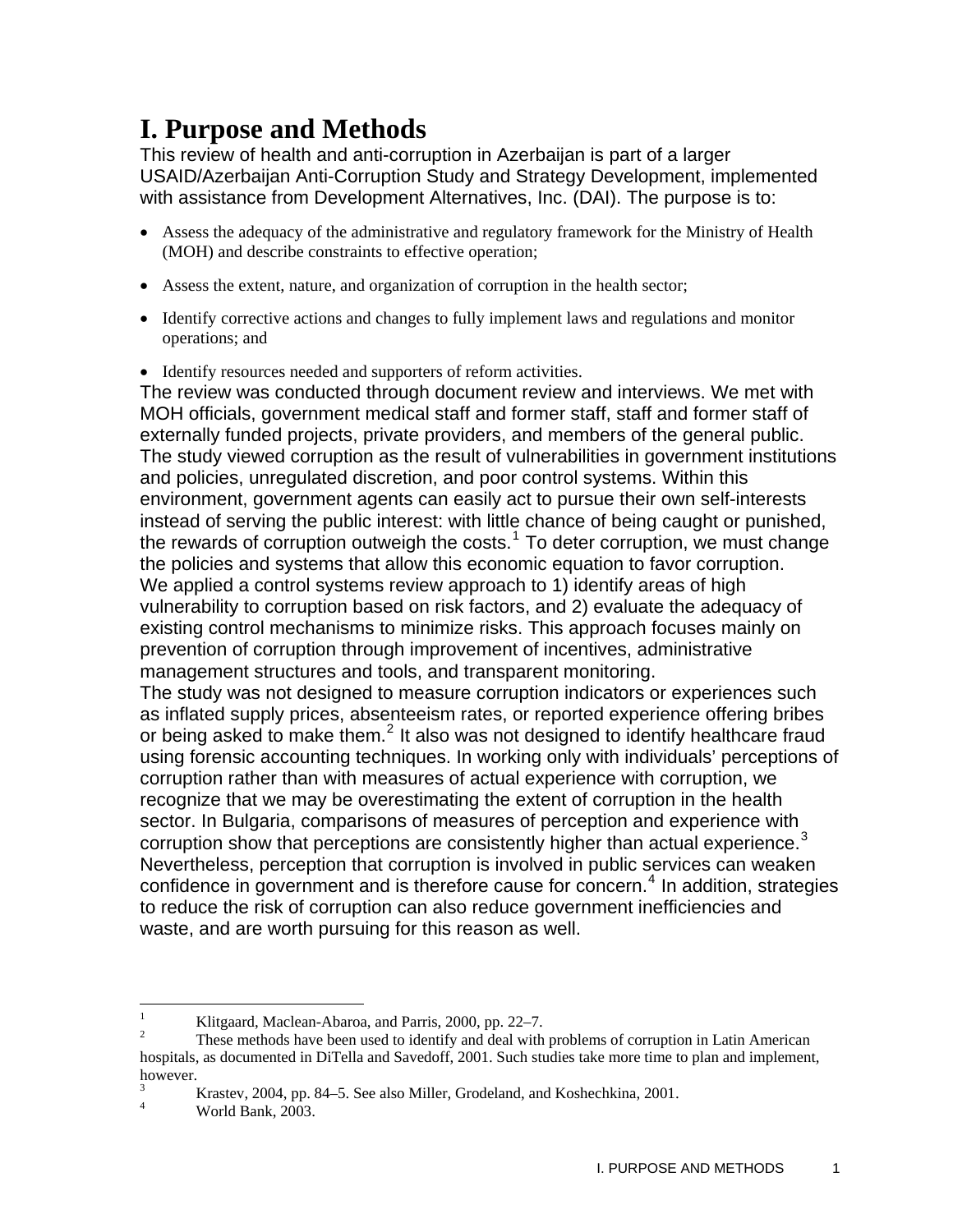# I. Purpose and Methods

This review of health and anti-corruption in Azerbaijan is part of a larger USAID/Azerbaijan Anti-Corruption Study and Strategy Development, implemented with assistance from Development Alternatives, Inc. (DAI). The purpose is to:

- Assess the adequacy of the administrative and regulatory framework for the Ministry of Health (MOH) and describe constraints to effective operation;
- Assess the extent, nature, and organization of corruption in the health sector;
- Identify corrective actions and changes to fully implement laws and regulations and monitor operations; and
- Identify resources needed and supporters of reform activities.

The review was conducted through document review and interviews. We met with MOH officials, government medical staff and former staff, staff and former staff of externally funded projects, private providers, and members of the general public.

The study viewed corruption as the result of vulnerabilities in government institutions and policies, unregulated discretion, and poor control systems. Within this environment, government agents can easily act to pursue their own self-interests instead of serving the public interest: with little chance of being caught or punished, the rewards of corruption outweigh the costs.[1] To deter corruption, we must change the policies and systems that allow this economic equation to favor corruption.

We applied a control systems review approach to 1) identify areas of high vulnerability to corruption based on risk factors, and 2) evaluate the adequacy of existing control mechanisms to minimize risks. This approach focuses mainly on prevention of corruption through improvement of incentives, administrative management structures and tools, and transparent monitoring.

The study was not designed to measure corruption indicators or experiences such as inflated supply prices, absenteeism rates, or reported experience offering bribes or being asked to make them.[2] It also was not designed to identify healthcare fraud using forensic accounting techniques. In working only with individuals' perceptions of corruption rather than with measures of actual experience with corruption, we recognize that we may be overestimating the extent of corruption in the health sector. In Bulgaria, comparisons of measures of perception and experience with corruption show that perceptions are consistently higher than actual experience.[3] Nevertheless, perception that corruption is involved in public services can weaken confidence in government and is therefore cause for concern.[4] In addition, strategies to reduce the risk of corruption can also reduce government inefficiencies and waste, and are worth pursuing for this reason as well.

---

[1] Klitgaard, Maclean-Abaroa, and Parris, 2000, pp. 22–7.

[2] These methods have been used to identify and deal with problems of corruption in Latin American hospitals, as documented in DiTella and Savedoff, 2001. Such studies take more time to plan and implement, however.

[3] Krastev, 2004, pp. 84–5. See also Miller, Grodeland, and Koshechkina, 2001.

[4] World Bank, 2003.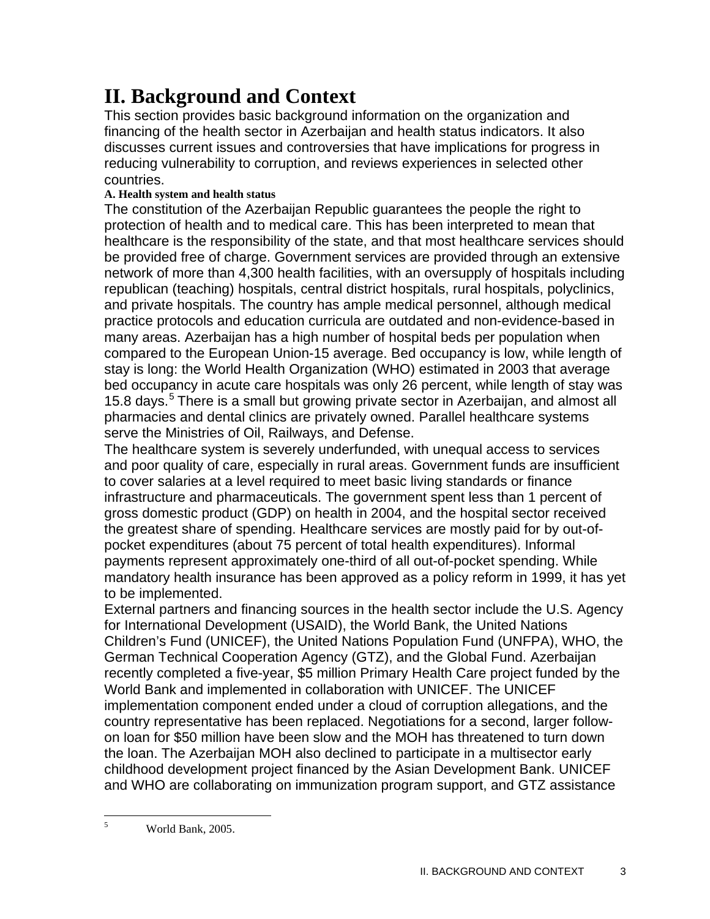# II. Background and Context

This section provides basic background information on the organization and financing of the health sector in Azerbaijan and health status indicators. It also discusses current issues and controversies that have implications for progress in reducing vulnerability to corruption, and reviews experiences in selected other countries.

### A. Health system and health status

The constitution of the Azerbaijan Republic guarantees the people the right to protection of health and to medical care. This has been interpreted to mean that healthcare is the responsibility of the state, and that most healthcare services should be provided free of charge. Government services are provided through an extensive network of more than 4,300 health facilities, with an oversupply of hospitals including republican (teaching) hospitals, central district hospitals, rural hospitals, polyclinics, and private hospitals. The country has ample medical personnel, although medical practice protocols and education curricula are outdated and non-evidence-based in many areas. Azerbaijan has a high number of hospital beds per population when compared to the European Union-15 average. Bed occupancy is low, while length of stay is long: the World Health Organization (WHO) estimated in 2003 that average bed occupancy in acute care hospitals was only 26 percent, while length of stay was 15.8 days.[5] There is a small but growing private sector in Azerbaijan, and almost all pharmacies and dental clinics are privately owned. Parallel healthcare systems serve the Ministries of Oil, Railways, and Defense.

The healthcare system is severely underfunded, with unequal access to services and poor quality of care, especially in rural areas. Government funds are insufficient to cover salaries at a level required to meet basic living standards or finance infrastructure and pharmaceuticals. The government spent less than 1 percent of gross domestic product (GDP) on health in 2004, and the hospital sector received the greatest share of spending. Healthcare services are mostly paid for by out-of-pocket expenditures (about 75 percent of total health expenditures). Informal payments represent approximately one-third of all out-of-pocket spending. While mandatory health insurance has been approved as a policy reform in 1999, it has yet to be implemented.

External partners and financing sources in the health sector include the U.S. Agency for International Development (USAID), the World Bank, the United Nations Children's Fund (UNICEF), the United Nations Population Fund (UNFPA), WHO, the German Technical Cooperation Agency (GTZ), and the Global Fund. Azerbaijan recently completed a five-year, $5 million Primary Health Care project funded by the World Bank and implemented in collaboration with UNICEF. The UNICEF implementation component ended under a cloud of corruption allegations, and the country representative has been replaced. Negotiations for a second, larger follow-on loan for $50 million have been slow and the MOH has threatened to turn down the loan. The Azerbaijan MOH also declined to participate in a multisector early childhood development project financed by the Asian Development Bank. UNICEF and WHO are collaborating on immunization program support, and GTZ assistance

[5] World Bank, 2005.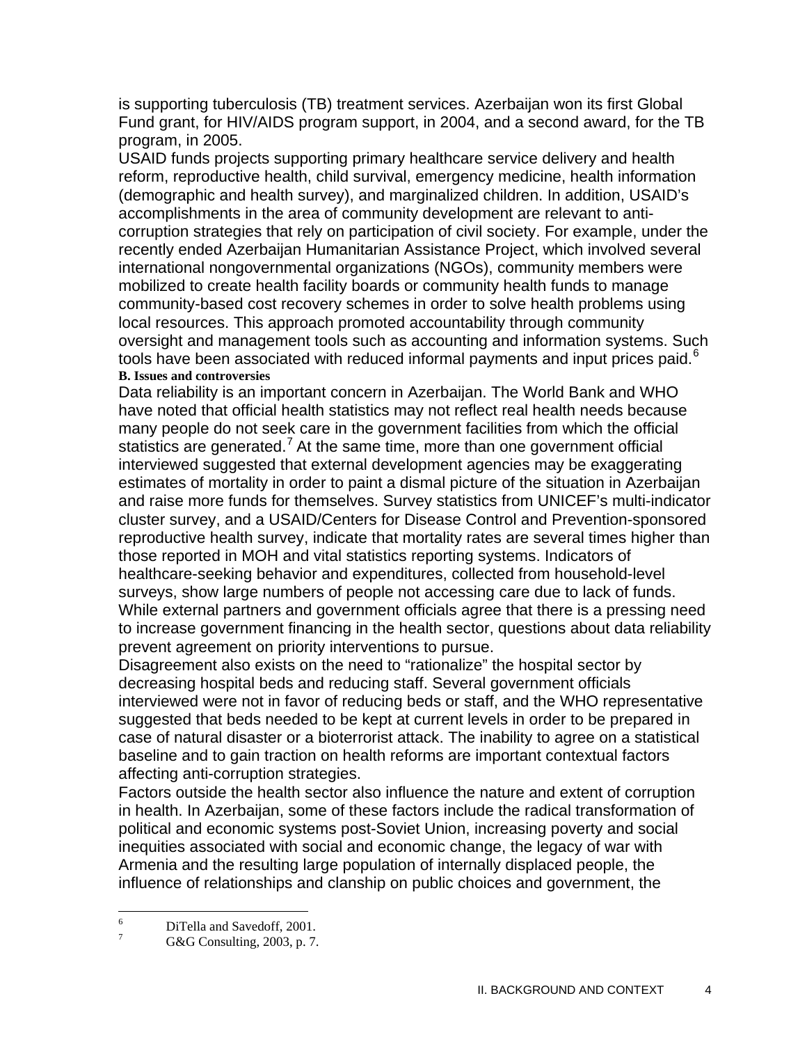is supporting tuberculosis (TB) treatment services. Azerbaijan won its first Global Fund grant, for HIV/AIDS program support, in 2004, and a second award, for the TB program, in 2005.

USAID funds projects supporting primary healthcare service delivery and health reform, reproductive health, child survival, emergency medicine, health information (demographic and health survey), and marginalized children. In addition, USAID's accomplishments in the area of community development are relevant to anti-corruption strategies that rely on participation of civil society. For example, under the recently ended Azerbaijan Humanitarian Assistance Project, which involved several international nongovernmental organizations (NGOs), community members were mobilized to create health facility boards or community health funds to manage community-based cost recovery schemes in order to solve health problems using local resources. This approach promoted accountability through community oversight and management tools such as accounting and information systems. Such tools have been associated with reduced informal payments and input prices paid.[6]

**B. Issues and controversies**

Data reliability is an important concern in Azerbaijan. The World Bank and WHO have noted that official health statistics may not reflect real health needs because many people do not seek care in the government facilities from which the official statistics are generated.[7] At the same time, more than one government official interviewed suggested that external development agencies may be exaggerating estimates of mortality in order to paint a dismal picture of the situation in Azerbaijan and raise more funds for themselves. Survey statistics from UNICEF's multi-indicator cluster survey, and a USAID/Centers for Disease Control and Prevention-sponsored reproductive health survey, indicate that mortality rates are several times higher than those reported in MOH and vital statistics reporting systems. Indicators of healthcare-seeking behavior and expenditures, collected from household-level surveys, show large numbers of people not accessing care due to lack of funds. While external partners and government officials agree that there is a pressing need to increase government financing in the health sector, questions about data reliability prevent agreement on priority interventions to pursue.

Disagreement also exists on the need to "rationalize" the hospital sector by decreasing hospital beds and reducing staff. Several government officials interviewed were not in favor of reducing beds or staff, and the WHO representative suggested that beds needed to be kept at current levels in order to be prepared in case of natural disaster or a bioterrorist attack. The inability to agree on a statistical baseline and to gain traction on health reforms are important contextual factors affecting anti-corruption strategies.

Factors outside the health sector also influence the nature and extent of corruption in health. In Azerbaijan, some of these factors include the radical transformation of political and economic systems post-Soviet Union, increasing poverty and social inequities associated with social and economic change, the legacy of war with Armenia and the resulting large population of internally displaced people, the influence of relationships and clanship on public choices and government, the

---

[6] DiTella and Savedoff, 2001.

[7] G&G Consulting, 2003, p. 7.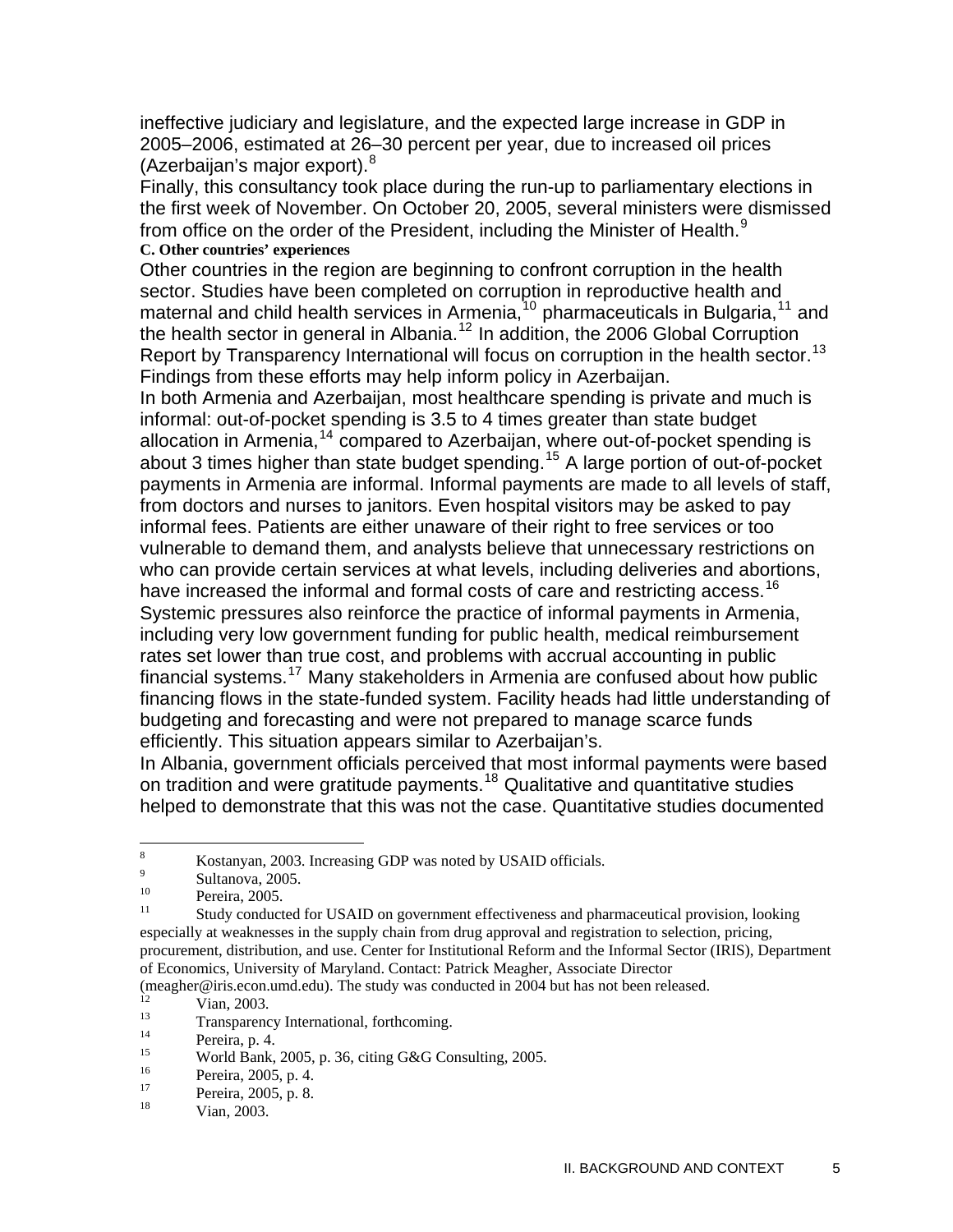ineffective judiciary and legislature, and the expected large increase in GDP in 2005–2006, estimated at 26–30 percent per year, due to increased oil prices (Azerbaijan's major export).[8]

Finally, this consultancy took place during the run-up to parliamentary elections in the first week of November. On October 20, 2005, several ministers were dismissed from office on the order of the President, including the Minister of Health.[9]

### C. Other countries' experiences

Other countries in the region are beginning to confront corruption in the health sector. Studies have been completed on corruption in reproductive health and maternal and child health services in Armenia,[10] pharmaceuticals in Bulgaria,[11] and the health sector in general in Albania.[12] In addition, the 2006 Global Corruption Report by Transparency International will focus on corruption in the health sector.[13] Findings from these efforts may help inform policy in Azerbaijan.

In both Armenia and Azerbaijan, most healthcare spending is private and much is informal: out-of-pocket spending is 3.5 to 4 times greater than state budget allocation in Armenia,[14] compared to Azerbaijan, where out-of-pocket spending is about 3 times higher than state budget spending.[15] A large portion of out-of-pocket payments in Armenia are informal. Informal payments are made to all levels of staff, from doctors and nurses to janitors. Even hospital visitors may be asked to pay informal fees. Patients are either unaware of their right to free services or too vulnerable to demand them, and analysts believe that unnecessary restrictions on who can provide certain services at what levels, including deliveries and abortions, have increased the informal and formal costs of care and restricting access.[16] Systemic pressures also reinforce the practice of informal payments in Armenia, including very low government funding for public health, medical reimbursement rates set lower than true cost, and problems with accrual accounting in public financial systems.[17] Many stakeholders in Armenia are confused about how public financing flows in the state-funded system. Facility heads had little understanding of budgeting and forecasting and were not prepared to manage scarce funds efficiently. This situation appears similar to Azerbaijan's.

In Albania, government officials perceived that most informal payments were based on tradition and were gratitude payments.[18] Qualitative and quantitative studies helped to demonstrate that this was not the case. Quantitative studies documented

---

[8] Kostanyan, 2003. Increasing GDP was noted by USAID officials.

[9] Sultanova, 2005.

[10] Pereira, 2005.

[11] Study conducted for USAID on government effectiveness and pharmaceutical provision, looking especially at weaknesses in the supply chain from drug approval and registration to selection, pricing, procurement, distribution, and use. Center for Institutional Reform and the Informal Sector (IRIS), Department of Economics, University of Maryland. Contact: Patrick Meagher, Associate Director (meagher@iris.econ.umd.edu). The study was conducted in 2004 but has not been released.

[12] Vian, 2003.

[13] Transparency International, forthcoming.

[14] Pereira, p. 4.

[15] World Bank, 2005, p. 36, citing G&G Consulting, 2005.

[16] Pereira, 2005, p. 4.

[17] Pereira, 2005, p. 8.

[18] Vian, 2003.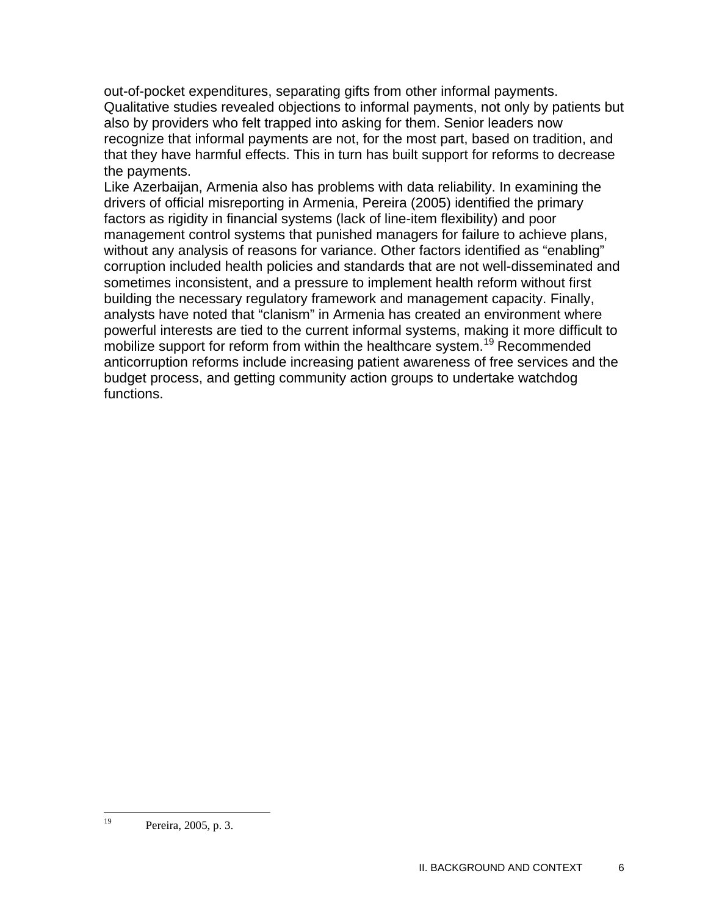out-of-pocket expenditures, separating gifts from other informal payments. Qualitative studies revealed objections to informal payments, not only by patients but also by providers who felt trapped into asking for them. Senior leaders now recognize that informal payments are not, for the most part, based on tradition, and that they have harmful effects. This in turn has built support for reforms to decrease the payments.

Like Azerbaijan, Armenia also has problems with data reliability. In examining the drivers of official misreporting in Armenia, Pereira (2005) identified the primary factors as rigidity in financial systems (lack of line-item flexibility) and poor management control systems that punished managers for failure to achieve plans, without any analysis of reasons for variance. Other factors identified as "enabling" corruption included health policies and standards that are not well-disseminated and sometimes inconsistent, and a pressure to implement health reform without first building the necessary regulatory framework and management capacity. Finally, analysts have noted that "clanism" in Armenia has created an environment where powerful interests are tied to the current informal systems, making it more difficult to mobilize support for reform from within the healthcare system.[19] Recommended anticorruption reforms include increasing patient awareness of free services and the budget process, and getting community action groups to undertake watchdog functions.

[19] Pereira, 2005, p. 3.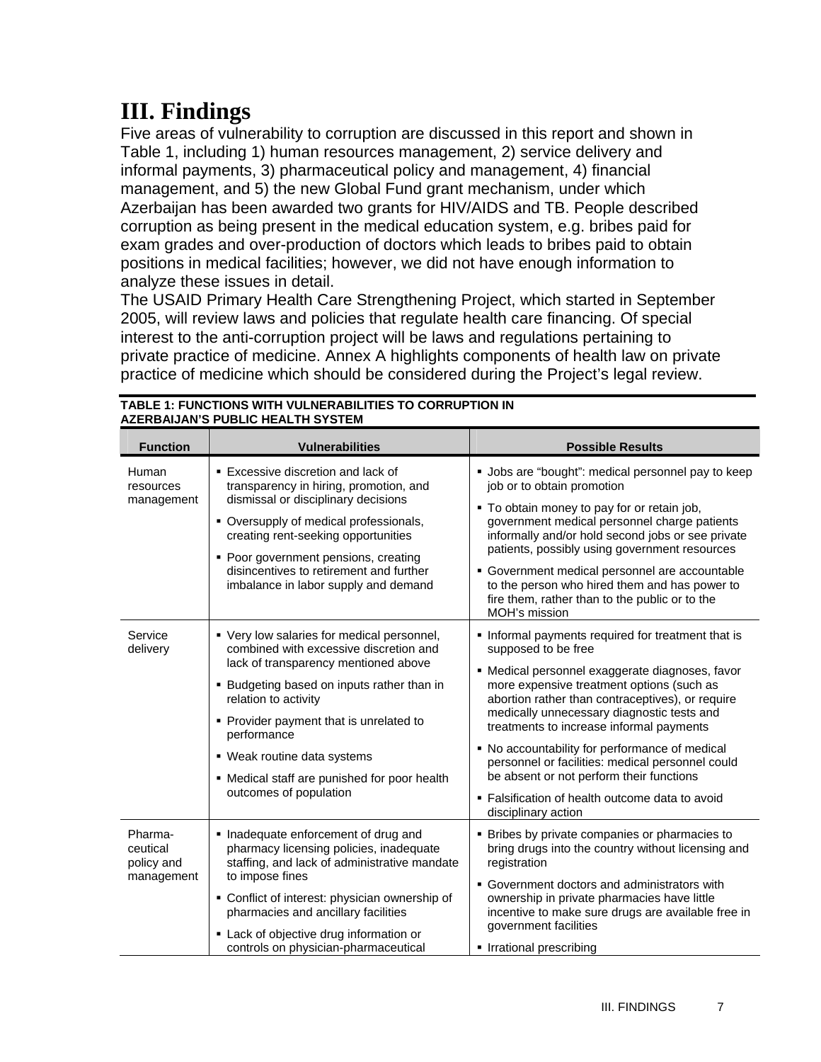# III. Findings

Five areas of vulnerability to corruption are discussed in this report and shown in Table 1, including 1) human resources management, 2) service delivery and informal payments, 3) pharmaceutical policy and management, 4) financial management, and 5) the new Global Fund grant mechanism, under which Azerbaijan has been awarded two grants for HIV/AIDS and TB. People described corruption as being present in the medical education system, e.g. bribes paid for exam grades and over-production of doctors which leads to bribes paid to obtain positions in medical facilities; however, we did not have enough information to analyze these issues in detail.

The USAID Primary Health Care Strengthening Project, which started in September 2005, will review laws and policies that regulate health care financing. Of special interest to the anti-corruption project will be laws and regulations pertaining to private practice of medicine. Annex A highlights components of health law on private practice of medicine which should be considered during the Project's legal review.

**TABLE 1: FUNCTIONS WITH VULNERABILITIES TO CORRUPTION IN AZERBAIJAN'S PUBLIC HEALTH SYSTEM**

| Function | Vulnerabilities | Possible Results |
|---|---|---|
| Human resources management | ▪ Excessive discretion and lack of transparency in hiring, promotion, and dismissal or disciplinary decisions<br>▪ Oversupply of medical professionals, creating rent-seeking opportunities<br>▪ Poor government pensions, creating disincentives to retirement and further imbalance in labor supply and demand | ▪ Jobs are "bought": medical personnel pay to keep job or to obtain promotion<br>▪ To obtain money to pay for or retain job, government medical personnel charge patients informally and/or hold second jobs or see private patients, possibly using government resources<br>▪ Government medical personnel are accountable to the person who hired them and has power to fire them, rather than to the public or to the MOH's mission |
| Service delivery | ▪ Very low salaries for medical personnel, combined with excessive discretion and lack of transparency mentioned above<br>▪ Budgeting based on inputs rather than in relation to activity<br>▪ Provider payment that is unrelated to performance<br>▪ Weak routine data systems<br>▪ Medical staff are punished for poor health outcomes of population | ▪ Informal payments required for treatment that is supposed to be free<br>▪ Medical personnel exaggerate diagnoses, favor more expensive treatment options (such as abortion rather than contraceptives), or require medically unnecessary diagnostic tests and treatments to increase informal payments<br>▪ No accountability for performance of medical personnel or facilities: medical personnel could be absent or not perform their functions<br>▪ Falsification of health outcome data to avoid disciplinary action |
| Pharma-ceutical policy and management | ▪ Inadequate enforcement of drug and pharmacy licensing policies, inadequate staffing, and lack of administrative mandate to impose fines<br>▪ Conflict of interest: physician ownership of pharmacies and ancillary facilities<br>▪ Lack of objective drug information or controls on physician-pharmaceutical | ▪ Bribes by private companies or pharmacies to bring drugs into the country without licensing and registration<br>▪ Government doctors and administrators with ownership in private pharmacies have little incentive to make sure drugs are available free in government facilities<br>▪ Irrational prescribing |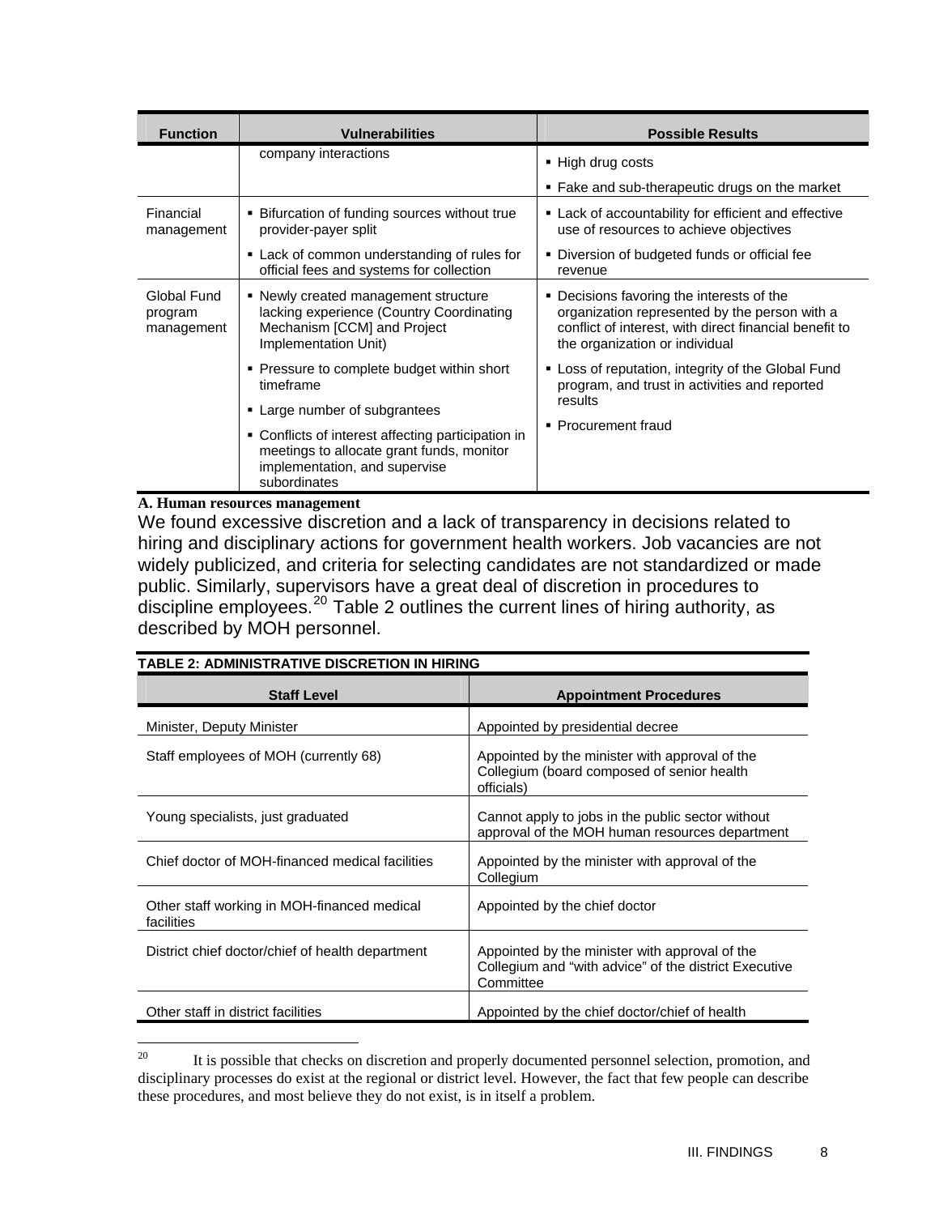| Function | Vulnerabilities | Possible Results |
|---|---|---|
| | company interactions | ▪ High drug costs<br>▪ Fake and sub-therapeutic drugs on the market |
| Financial management | ▪ Bifurcation of funding sources without true provider-payer split<br>▪ Lack of common understanding of rules for official fees and systems for collection | ▪ Lack of accountability for efficient and effective use of resources to achieve objectives<br>▪ Diversion of budgeted funds or official fee revenue |
| Global Fund program management | ▪ Newly created management structure lacking experience (Country Coordinating Mechanism [CCM] and Project Implementation Unit)<br>▪ Pressure to complete budget within short timeframe<br>▪ Large number of subgrantees<br>▪ Conflicts of interest affecting participation in meetings to allocate grant funds, monitor implementation, and supervise subordinates | ▪ Decisions favoring the interests of the organization represented by the person with a conflict of interest, with direct financial benefit to the organization or individual<br>▪ Loss of reputation, integrity of the Global Fund program, and trust in activities and reported results<br>▪ Procurement fraud |

### A. Human resources management

We found excessive discretion and a lack of transparency in decisions related to hiring and disciplinary actions for government health workers. Job vacancies are not widely publicized, and criteria for selecting candidates are not standardized or made public. Similarly, supervisors have a great deal of discretion in procedures to discipline employees.[20] Table 2 outlines the current lines of hiring authority, as described by MOH personnel.

**TABLE 2: ADMINISTRATIVE DISCRETION IN HIRING**

| Staff Level | Appointment Procedures |
|---|---|
| Minister, Deputy Minister | Appointed by presidential decree |
| Staff employees of MOH (currently 68) | Appointed by the minister with approval of the Collegium (board composed of senior health officials) |
| Young specialists, just graduated | Cannot apply to jobs in the public sector without approval of the MOH human resources department |
| Chief doctor of MOH-financed medical facilities | Appointed by the minister with approval of the Collegium |
| Other staff working in MOH-financed medical facilities | Appointed by the chief doctor |
| District chief doctor/chief of health department | Appointed by the minister with approval of the Collegium and "with advice" of the district Executive Committee |
| Other staff in district facilities | Appointed by the chief doctor/chief of health |

[20] It is possible that checks on discretion and properly documented personnel selection, promotion, and disciplinary processes do exist at the regional or district level. However, the fact that few people can describe these procedures, and most believe they do not exist, is in itself a problem.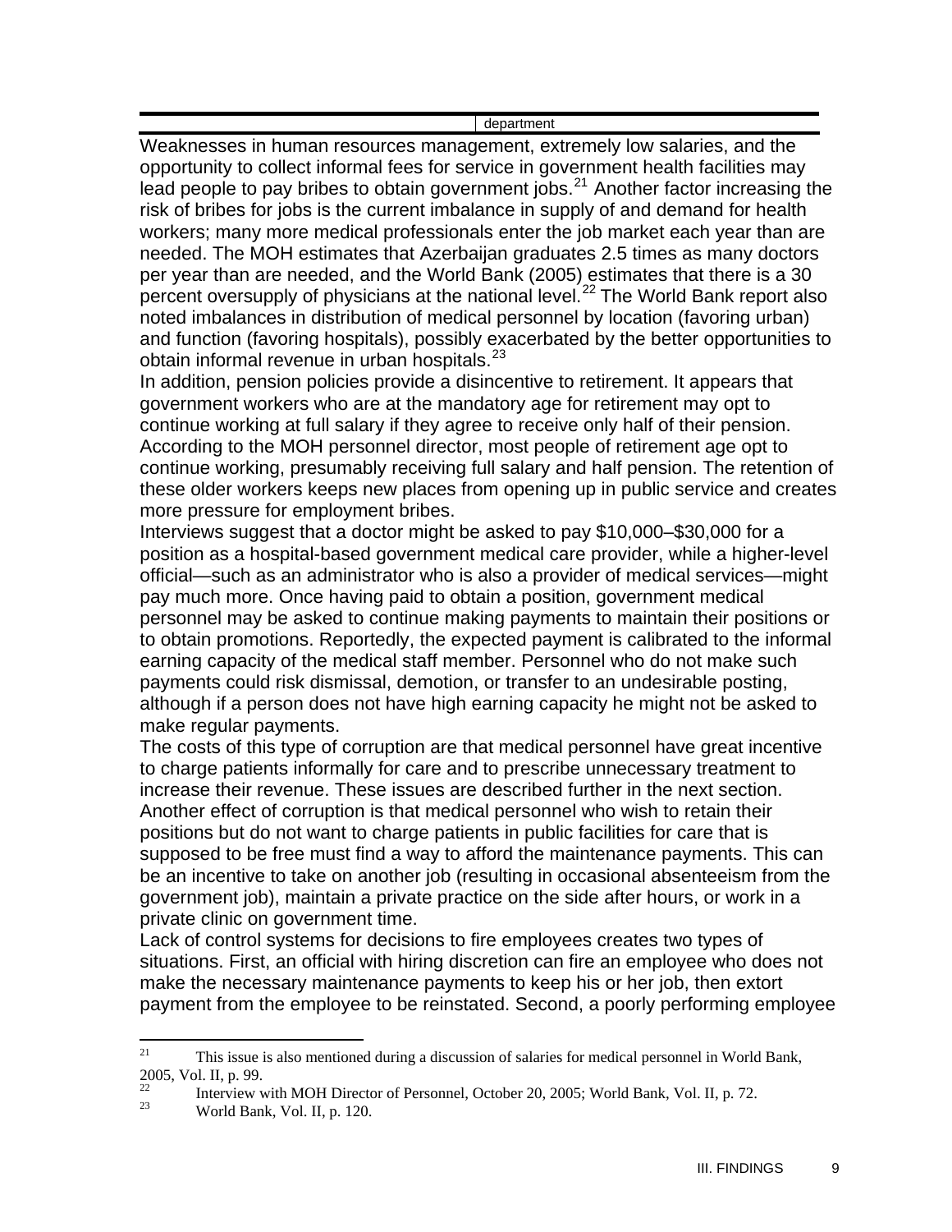| | department |
|---|---|

Weaknesses in human resources management, extremely low salaries, and the opportunity to collect informal fees for service in government health facilities may lead people to pay bribes to obtain government jobs.[21] Another factor increasing the risk of bribes for jobs is the current imbalance in supply of and demand for health workers; many more medical professionals enter the job market each year than are needed. The MOH estimates that Azerbaijan graduates 2.5 times as many doctors per year than are needed, and the World Bank (2005) estimates that there is a 30 percent oversupply of physicians at the national level.[22] The World Bank report also noted imbalances in distribution of medical personnel by location (favoring urban) and function (favoring hospitals), possibly exacerbated by the better opportunities to obtain informal revenue in urban hospitals.[23]

In addition, pension policies provide a disincentive to retirement. It appears that government workers who are at the mandatory age for retirement may opt to continue working at full salary if they agree to receive only half of their pension. According to the MOH personnel director, most people of retirement age opt to continue working, presumably receiving full salary and half pension. The retention of these older workers keeps new places from opening up in public service and creates more pressure for employment bribes.

Interviews suggest that a doctor might be asked to pay $10,000–$30,000 for a position as a hospital-based government medical care provider, while a higher-level official—such as an administrator who is also a provider of medical services—might pay much more. Once having paid to obtain a position, government medical personnel may be asked to continue making payments to maintain their positions or to obtain promotions. Reportedly, the expected payment is calibrated to the informal earning capacity of the medical staff member. Personnel who do not make such payments could risk dismissal, demotion, or transfer to an undesirable posting, although if a person does not have high earning capacity he might not be asked to make regular payments.

The costs of this type of corruption are that medical personnel have great incentive to charge patients informally for care and to prescribe unnecessary treatment to increase their revenue. These issues are described further in the next section. Another effect of corruption is that medical personnel who wish to retain their positions but do not want to charge patients in public facilities for care that is supposed to be free must find a way to afford the maintenance payments. This can be an incentive to take on another job (resulting in occasional absenteeism from the government job), maintain a private practice on the side after hours, or work in a private clinic on government time.

Lack of control systems for decisions to fire employees creates two types of situations. First, an official with hiring discretion can fire an employee who does not make the necessary maintenance payments to keep his or her job, then extort payment from the employee to be reinstated. Second, a poorly performing employee

---

[21] This issue is also mentioned during a discussion of salaries for medical personnel in World Bank, 2005, Vol. II, p. 99.

[22] Interview with MOH Director of Personnel, October 20, 2005; World Bank, Vol. II, p. 72.

[23] World Bank, Vol. II, p. 120.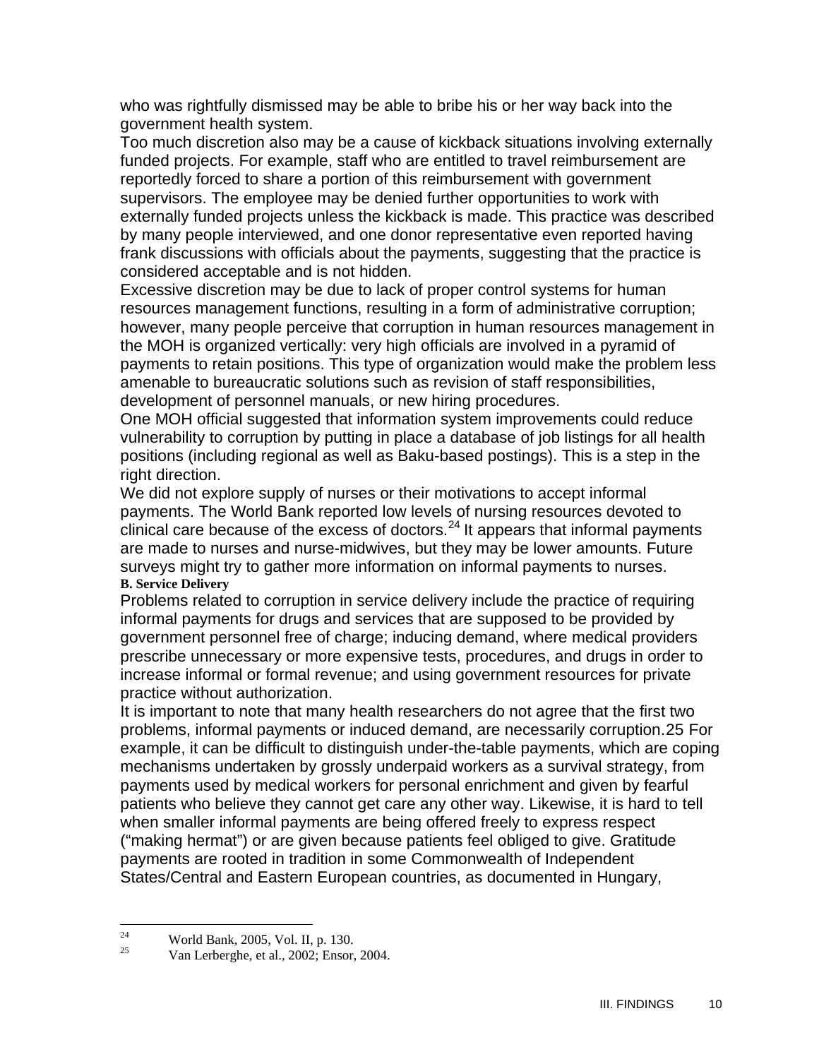who was rightfully dismissed may be able to bribe his or her way back into the government health system.

Too much discretion also may be a cause of kickback situations involving externally funded projects. For example, staff who are entitled to travel reimbursement are reportedly forced to share a portion of this reimbursement with government supervisors. The employee may be denied further opportunities to work with externally funded projects unless the kickback is made. This practice was described by many people interviewed, and one donor representative even reported having frank discussions with officials about the payments, suggesting that the practice is considered acceptable and is not hidden.

Excessive discretion may be due to lack of proper control systems for human resources management functions, resulting in a form of administrative corruption; however, many people perceive that corruption in human resources management in the MOH is organized vertically: very high officials are involved in a pyramid of payments to retain positions. This type of organization would make the problem less amenable to bureaucratic solutions such as revision of staff responsibilities, development of personnel manuals, or new hiring procedures.

One MOH official suggested that information system improvements could reduce vulnerability to corruption by putting in place a database of job listings for all health positions (including regional as well as Baku-based postings). This is a step in the right direction.

We did not explore supply of nurses or their motivations to accept informal payments. The World Bank reported low levels of nursing resources devoted to clinical care because of the excess of doctors.[24] It appears that informal payments are made to nurses and nurse-midwives, but they may be lower amounts. Future surveys might try to gather more information on informal payments to nurses.

**B. Service Delivery**

Problems related to corruption in service delivery include the practice of requiring informal payments for drugs and services that are supposed to be provided by government personnel free of charge; inducing demand, where medical providers prescribe unnecessary or more expensive tests, procedures, and drugs in order to increase informal or formal revenue; and using government resources for private practice without authorization.

It is important to note that many health researchers do not agree that the first two problems, informal payments or induced demand, are necessarily corruption.25 For example, it can be difficult to distinguish under-the-table payments, which are coping mechanisms undertaken by grossly underpaid workers as a survival strategy, from payments used by medical workers for personal enrichment and given by fearful patients who believe they cannot get care any other way. Likewise, it is hard to tell when smaller informal payments are being offered freely to express respect ("making hermat") or are given because patients feel obliged to give. Gratitude payments are rooted in tradition in some Commonwealth of Independent States/Central and Eastern European countries, as documented in Hungary,

---

[24] World Bank, 2005, Vol. II, p. 130.

[25] Van Lerberghe, et al., 2002; Ensor, 2004.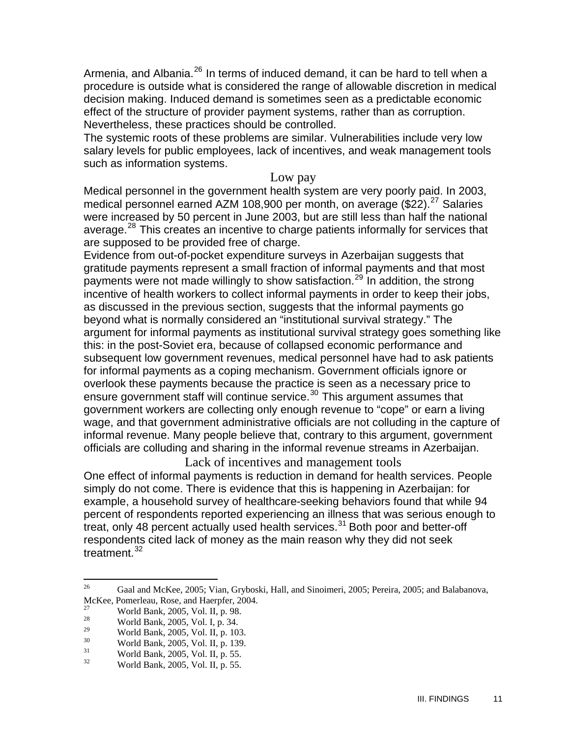Armenia, and Albania.[26] In terms of induced demand, it can be hard to tell when a procedure is outside what is considered the range of allowable discretion in medical decision making. Induced demand is sometimes seen as a predictable economic effect of the structure of provider payment systems, rather than as corruption. Nevertheless, these practices should be controlled.

The systemic roots of these problems are similar. Vulnerabilities include very low salary levels for public employees, lack of incentives, and weak management tools such as information systems.

### Low pay

Medical personnel in the government health system are very poorly paid. In 2003, medical personnel earned AZM 108,900 per month, on average ($22).[27] Salaries were increased by 50 percent in June 2003, but are still less than half the national average.[28] This creates an incentive to charge patients informally for services that are supposed to be provided free of charge.

Evidence from out-of-pocket expenditure surveys in Azerbaijan suggests that gratitude payments represent a small fraction of informal payments and that most payments were not made willingly to show satisfaction.[29] In addition, the strong incentive of health workers to collect informal payments in order to keep their jobs, as discussed in the previous section, suggests that the informal payments go beyond what is normally considered an "institutional survival strategy." The argument for informal payments as institutional survival strategy goes something like this: in the post-Soviet era, because of collapsed economic performance and subsequent low government revenues, medical personnel have had to ask patients for informal payments as a coping mechanism. Government officials ignore or overlook these payments because the practice is seen as a necessary price to ensure government staff will continue service.[30] This argument assumes that government workers are collecting only enough revenue to "cope" or earn a living wage, and that government administrative officials are not colluding in the capture of informal revenue. Many people believe that, contrary to this argument, government officials are colluding and sharing in the informal revenue streams in Azerbaijan.

### Lack of incentives and management tools

One effect of informal payments is reduction in demand for health services. People simply do not come. There is evidence that this is happening in Azerbaijan: for example, a household survey of healthcare-seeking behaviors found that while 94 percent of respondents reported experiencing an illness that was serious enough to treat, only 48 percent actually used health services.[31] Both poor and better-off respondents cited lack of money as the main reason why they did not seek treatment.[32]

---

[26] Gaal and McKee, 2005; Vian, Gryboski, Hall, and Sinoimeri, 2005; Pereira, 2005; and Balabanova, McKee, Pomerleau, Rose, and Haerpfer, 2004.

[27] World Bank, 2005, Vol. II, p. 98.

[28] World Bank, 2005, Vol. I, p. 34.

[29] World Bank, 2005, Vol. II, p. 103.

[30] World Bank, 2005, Vol. II, p. 139.

[31] World Bank, 2005, Vol. II, p. 55.

[32] World Bank, 2005, Vol. II, p. 55.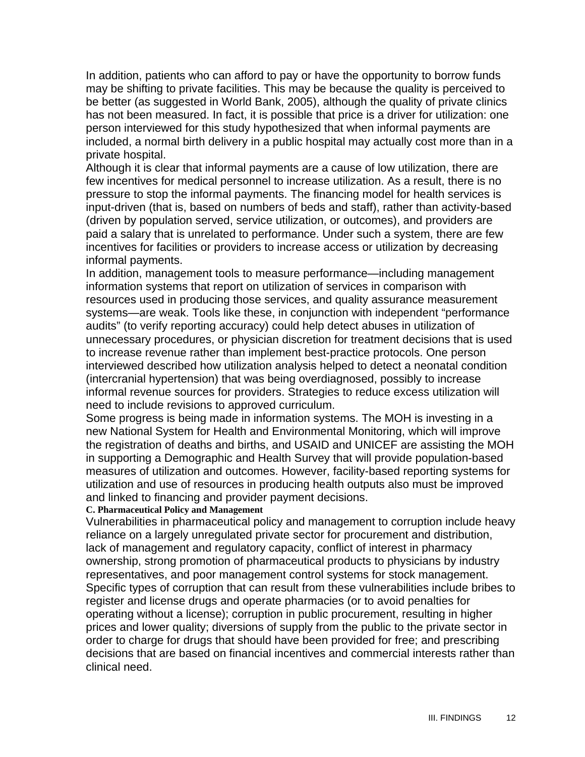In addition, patients who can afford to pay or have the opportunity to borrow funds may be shifting to private facilities. This may be because the quality is perceived to be better (as suggested in World Bank, 2005), although the quality of private clinics has not been measured. In fact, it is possible that price is a driver for utilization: one person interviewed for this study hypothesized that when informal payments are included, a normal birth delivery in a public hospital may actually cost more than in a private hospital.

Although it is clear that informal payments are a cause of low utilization, there are few incentives for medical personnel to increase utilization. As a result, there is no pressure to stop the informal payments. The financing model for health services is input-driven (that is, based on numbers of beds and staff), rather than activity-based (driven by population served, service utilization, or outcomes), and providers are paid a salary that is unrelated to performance. Under such a system, there are few incentives for facilities or providers to increase access or utilization by decreasing informal payments.

In addition, management tools to measure performance—including management information systems that report on utilization of services in comparison with resources used in producing those services, and quality assurance measurement systems—are weak. Tools like these, in conjunction with independent “performance audits” (to verify reporting accuracy) could help detect abuses in utilization of unnecessary procedures, or physician discretion for treatment decisions that is used to increase revenue rather than implement best-practice protocols. One person interviewed described how utilization analysis helped to detect a neonatal condition (intercranial hypertension) that was being overdiagnosed, possibly to increase informal revenue sources for providers. Strategies to reduce excess utilization will need to include revisions to approved curriculum.

Some progress is being made in information systems. The MOH is investing in a new National System for Health and Environmental Monitoring, which will improve the registration of deaths and births, and USAID and UNICEF are assisting the MOH in supporting a Demographic and Health Survey that will provide population-based measures of utilization and outcomes. However, facility-based reporting systems for utilization and use of resources in producing health outputs also must be improved and linked to financing and provider payment decisions.

### C. Pharmaceutical Policy and Management

Vulnerabilities in pharmaceutical policy and management to corruption include heavy reliance on a largely unregulated private sector for procurement and distribution, lack of management and regulatory capacity, conflict of interest in pharmacy ownership, strong promotion of pharmaceutical products to physicians by industry representatives, and poor management control systems for stock management. Specific types of corruption that can result from these vulnerabilities include bribes to register and license drugs and operate pharmacies (or to avoid penalties for operating without a license); corruption in public procurement, resulting in higher prices and lower quality; diversions of supply from the public to the private sector in order to charge for drugs that should have been provided for free; and prescribing decisions that are based on financial incentives and commercial interests rather than clinical need.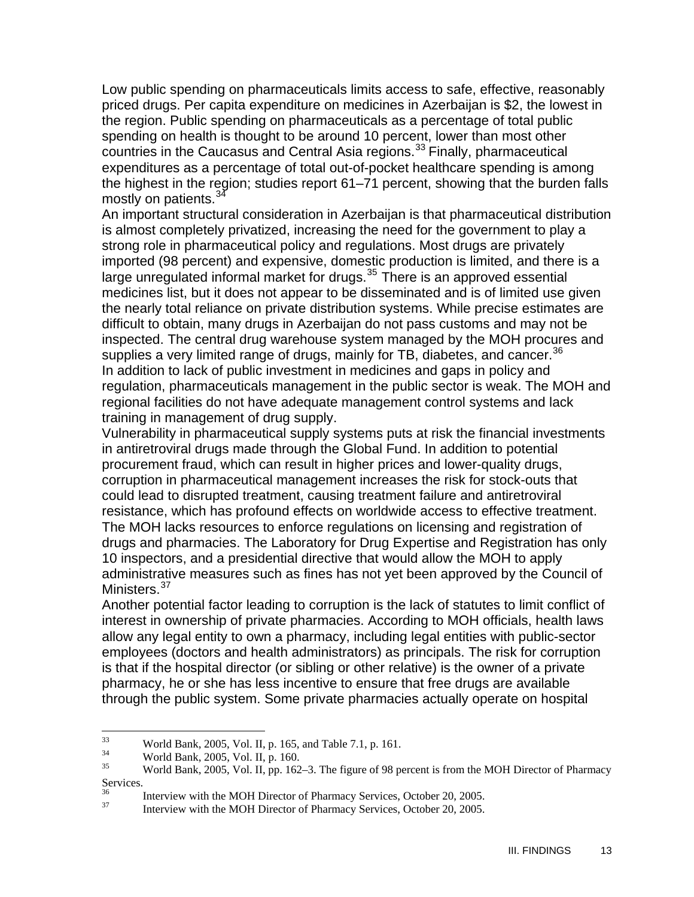Low public spending on pharmaceuticals limits access to safe, effective, reasonably priced drugs. Per capita expenditure on medicines in Azerbaijan is $2, the lowest in the region. Public spending on pharmaceuticals as a percentage of total public spending on health is thought to be around 10 percent, lower than most other countries in the Caucasus and Central Asia regions.[33] Finally, pharmaceutical expenditures as a percentage of total out-of-pocket healthcare spending is among the highest in the region; studies report 61–71 percent, showing that the burden falls mostly on patients.[34]

An important structural consideration in Azerbaijan is that pharmaceutical distribution is almost completely privatized, increasing the need for the government to play a strong role in pharmaceutical policy and regulations. Most drugs are privately imported (98 percent) and expensive, domestic production is limited, and there is a large unregulated informal market for drugs.[35] There is an approved essential medicines list, but it does not appear to be disseminated and is of limited use given the nearly total reliance on private distribution systems. While precise estimates are difficult to obtain, many drugs in Azerbaijan do not pass customs and may not be inspected. The central drug warehouse system managed by the MOH procures and supplies a very limited range of drugs, mainly for TB, diabetes, and cancer.[36]

In addition to lack of public investment in medicines and gaps in policy and regulation, pharmaceuticals management in the public sector is weak. The MOH and regional facilities do not have adequate management control systems and lack training in management of drug supply.

Vulnerability in pharmaceutical supply systems puts at risk the financial investments in antiretroviral drugs made through the Global Fund. In addition to potential procurement fraud, which can result in higher prices and lower-quality drugs, corruption in pharmaceutical management increases the risk for stock-outs that could lead to disrupted treatment, causing treatment failure and antiretroviral resistance, which has profound effects on worldwide access to effective treatment.

The MOH lacks resources to enforce regulations on licensing and registration of drugs and pharmacies. The Laboratory for Drug Expertise and Registration has only 10 inspectors, and a presidential directive that would allow the MOH to apply administrative measures such as fines has not yet been approved by the Council of Ministers.[37]

Another potential factor leading to corruption is the lack of statutes to limit conflict of interest in ownership of private pharmacies. According to MOH officials, health laws allow any legal entity to own a pharmacy, including legal entities with public-sector employees (doctors and health administrators) as principals. The risk for corruption is that if the hospital director (or sibling or other relative) is the owner of a private pharmacy, he or she has less incentive to ensure that free drugs are available through the public system. Some private pharmacies actually operate on hospital

---

[33] World Bank, 2005, Vol. II, p. 165, and Table 7.1, p. 161.

[34] World Bank, 2005, Vol. II, p. 160.

[35] World Bank, 2005, Vol. II, pp. 162–3. The figure of 98 percent is from the MOH Director of Pharmacy Services.

[36] Interview with the MOH Director of Pharmacy Services, October 20, 2005.

[37] Interview with the MOH Director of Pharmacy Services, October 20, 2005.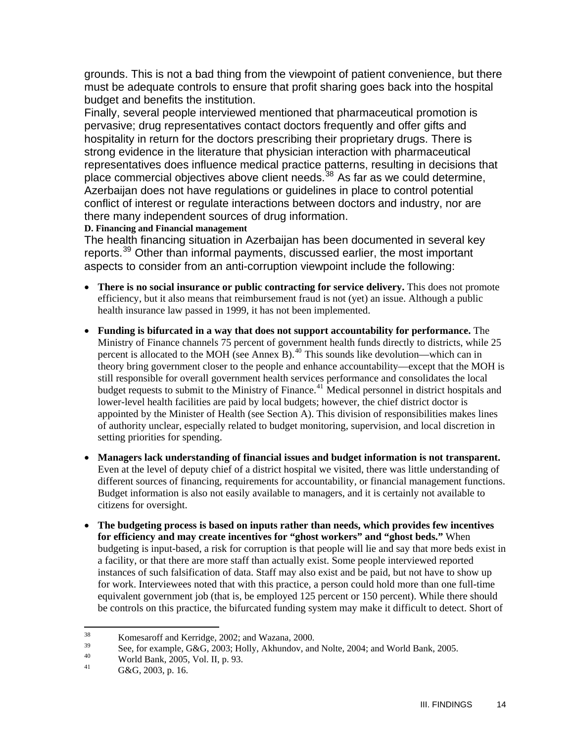grounds. This is not a bad thing from the viewpoint of patient convenience, but there must be adequate controls to ensure that profit sharing goes back into the hospital budget and benefits the institution.

Finally, several people interviewed mentioned that pharmaceutical promotion is pervasive; drug representatives contact doctors frequently and offer gifts and hospitality in return for the doctors prescribing their proprietary drugs. There is strong evidence in the literature that physician interaction with pharmaceutical representatives does influence medical practice patterns, resulting in decisions that place commercial objectives above client needs.[38] As far as we could determine, Azerbaijan does not have regulations or guidelines in place to control potential conflict of interest or regulate interactions between doctors and industry, nor are there many independent sources of drug information.

**D. Financing and Financial management**

The health financing situation in Azerbaijan has been documented in several key reports.[39] Other than informal payments, discussed earlier, the most important aspects to consider from an anti-corruption viewpoint include the following:

- **There is no social insurance or public contracting for service delivery.** This does not promote efficiency, but it also means that reimbursement fraud is not (yet) an issue. Although a public health insurance law passed in 1999, it has not been implemented.

- **Funding is bifurcated in a way that does not support accountability for performance.** The Ministry of Finance channels 75 percent of government health funds directly to districts, while 25 percent is allocated to the MOH (see Annex B).[40] This sounds like devolution—which can in theory bring government closer to the people and enhance accountability—except that the MOH is still responsible for overall government health services performance and consolidates the local budget requests to submit to the Ministry of Finance.[41] Medical personnel in district hospitals and lower-level health facilities are paid by local budgets; however, the chief district doctor is appointed by the Minister of Health (see Section A). This division of responsibilities makes lines of authority unclear, especially related to budget monitoring, supervision, and local discretion in setting priorities for spending.

- **Managers lack understanding of financial issues and budget information is not transparent.** Even at the level of deputy chief of a district hospital we visited, there was little understanding of different sources of financing, requirements for accountability, or financial management functions. Budget information is also not easily available to managers, and it is certainly not available to citizens for oversight.

- **The budgeting process is based on inputs rather than needs, which provides few incentives for efficiency and may create incentives for "ghost workers" and "ghost beds."** When budgeting is input-based, a risk for corruption is that people will lie and say that more beds exist in a facility, or that there are more staff than actually exist. Some people interviewed reported instances of such falsification of data. Staff may also exist and be paid, but not have to show up for work. Interviewees noted that with this practice, a person could hold more than one full-time equivalent government job (that is, be employed 125 percent or 150 percent). While there should be controls on this practice, the bifurcated funding system may make it difficult to detect. Short of

---

[38] Komesaroff and Kerridge, 2002; and Wazana, 2000.

[39] See, for example, G&G, 2003; Holly, Akhundov, and Nolte, 2004; and World Bank, 2005.

[40] World Bank, 2005, Vol. II, p. 93.

[41] G&G, 2003, p. 16.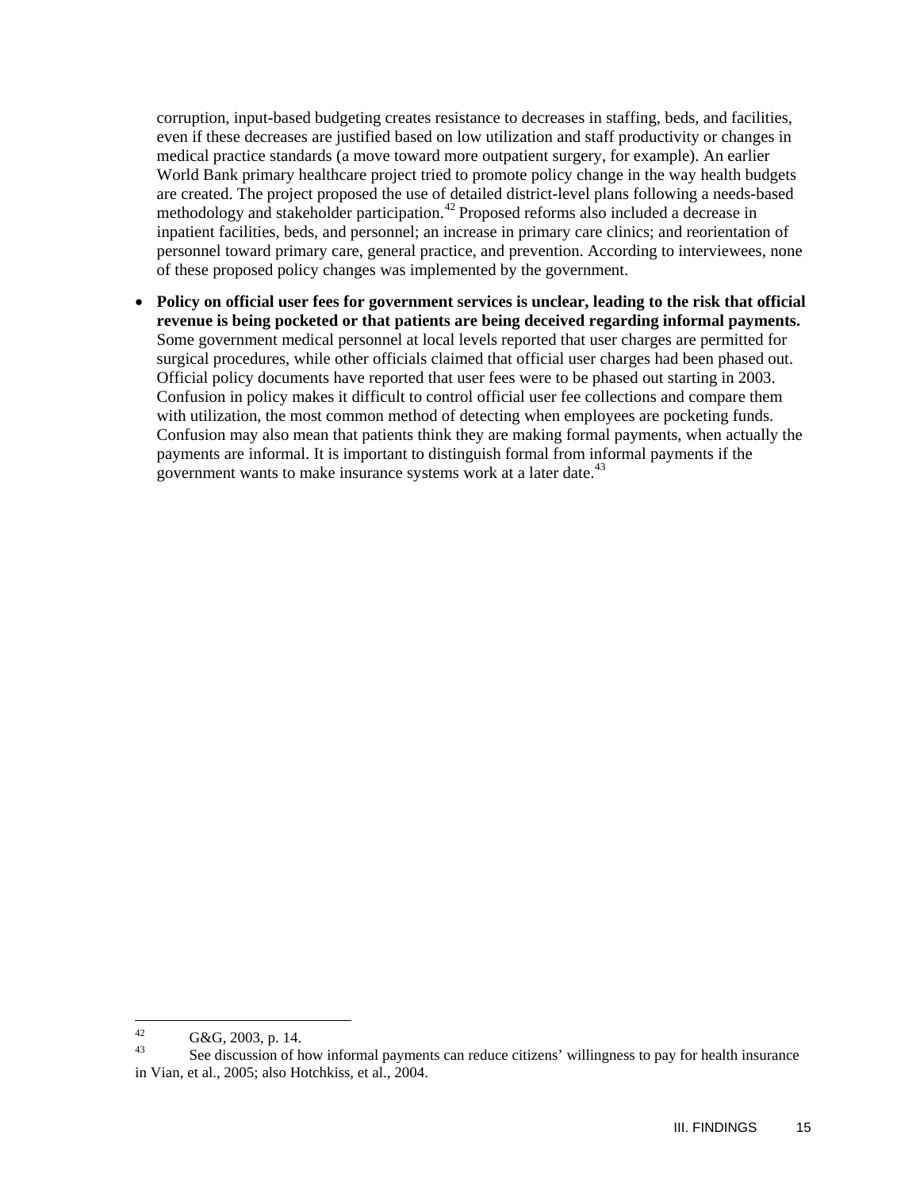corruption, input-based budgeting creates resistance to decreases in staffing, beds, and facilities, even if these decreases are justified based on low utilization and staff productivity or changes in medical practice standards (a move toward more outpatient surgery, for example). An earlier World Bank primary healthcare project tried to promote policy change in the way health budgets are created. The project proposed the use of detailed district-level plans following a needs-based methodology and stakeholder participation.[42] Proposed reforms also included a decrease in inpatient facilities, beds, and personnel; an increase in primary care clinics; and reorientation of personnel toward primary care, general practice, and prevention. According to interviewees, none of these proposed policy changes was implemented by the government.

- **Policy on official user fees for government services is unclear, leading to the risk that official revenue is being pocketed or that patients are being deceived regarding informal payments.** Some government medical personnel at local levels reported that user charges are permitted for surgical procedures, while other officials claimed that official user charges had been phased out. Official policy documents have reported that user fees were to be phased out starting in 2003. Confusion in policy makes it difficult to control official user fee collections and compare them with utilization, the most common method of detecting when employees are pocketing funds. Confusion may also mean that patients think they are making formal payments, when actually the payments are informal. It is important to distinguish formal from informal payments if the government wants to make insurance systems work at a later date.[43]

---

[42] G&G, 2003, p. 14.

[43] See discussion of how informal payments can reduce citizens' willingness to pay for health insurance in Vian, et al., 2005; also Hotchkiss, et al., 2004.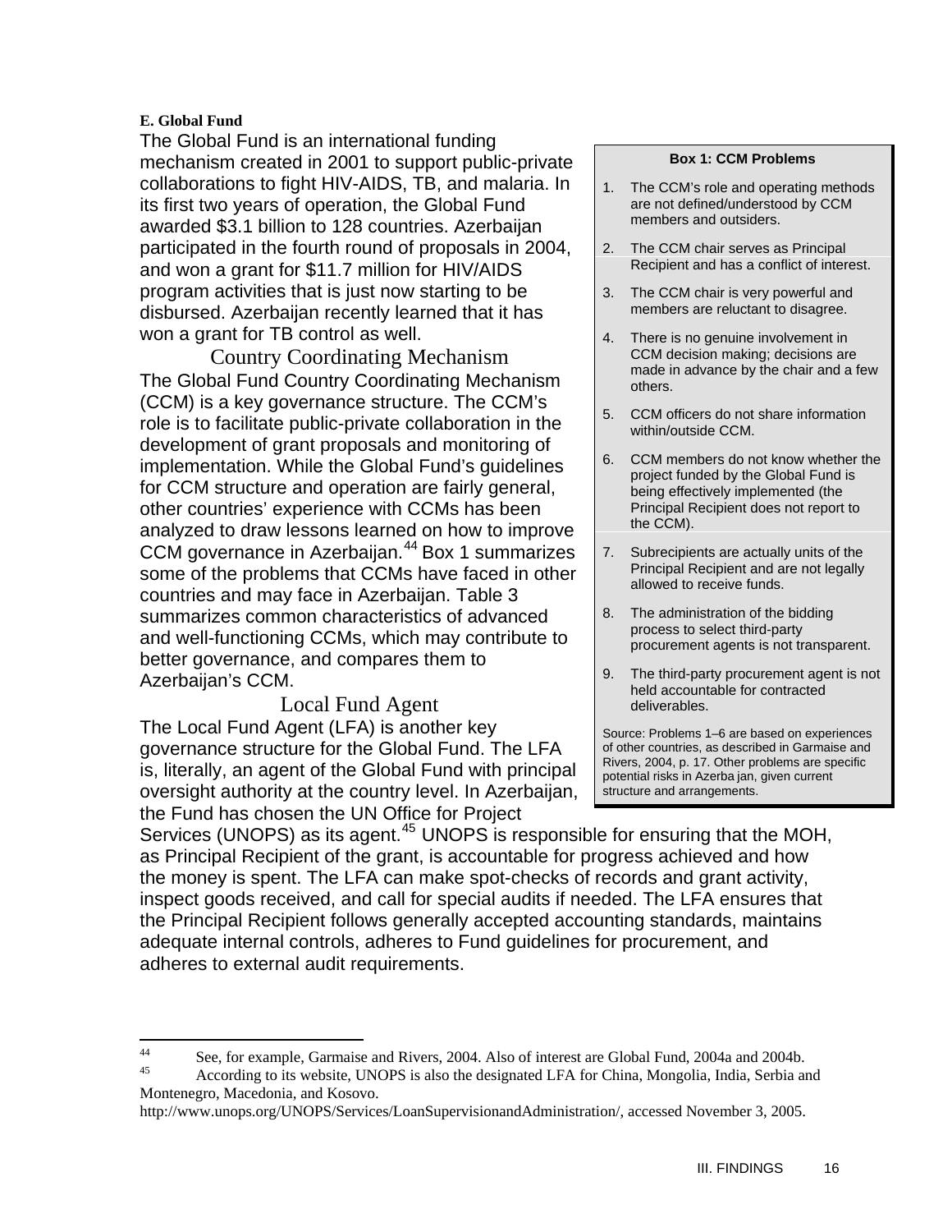**E. Global Fund**

The Global Fund is an international funding mechanism created in 2001 to support public-private collaborations to fight HIV-AIDS, TB, and malaria. In its first two years of operation, the Global Fund awarded $3.1 billion to 128 countries. Azerbaijan participated in the fourth round of proposals in 2004, and won a grant for $11.7 million for HIV/AIDS program activities that is just now starting to be disbursed. Azerbaijan recently learned that it has won a grant for TB control as well.

### Country Coordinating Mechanism

The Global Fund Country Coordinating Mechanism (CCM) is a key governance structure. The CCM's role is to facilitate public-private collaboration in the development of grant proposals and monitoring of implementation. While the Global Fund's guidelines for CCM structure and operation are fairly general, other countries' experience with CCMs has been analyzed to draw lessons learned on how to improve CCM governance in Azerbaijan.[44] Box 1 summarizes some of the problems that CCMs have faced in other countries and may face in Azerbaijan. Table 3 summarizes common characteristics of advanced and well-functioning CCMs, which may contribute to better governance, and compares them to Azerbaijan's CCM.

> **Box 1: CCM Problems**
>
> 1. The CCM's role and operating methods are not defined/understood by CCM members and outsiders.
> 2. The CCM chair serves as Principal Recipient and has a conflict of interest.
> 3. The CCM chair is very powerful and members are reluctant to disagree.
> 4. There is no genuine involvement in CCM decision making; decisions are made in advance by the chair and a few others.
> 5. CCM officers do not share information within/outside CCM.
> 6. CCM members do not know whether the project funded by the Global Fund is being effectively implemented (the Principal Recipient does not report to the CCM).
> 7. Subrecipients are actually units of the Principal Recipient and are not legally allowed to receive funds.
> 8. The administration of the bidding process to select third-party procurement agents is not transparent.
> 9. The third-party procurement agent is not held accountable for contracted deliverables.
>
> Source: Problems 1–6 are based on experiences of other countries, as described in Garmaise and Rivers, 2004, p. 17. Other problems are specific potential risks in Azerbaijan, given current structure and arrangements.

### Local Fund Agent

The Local Fund Agent (LFA) is another key governance structure for the Global Fund. The LFA is, literally, an agent of the Global Fund with principal oversight authority at the country level. In Azerbaijan, the Fund has chosen the UN Office for Project Services (UNOPS) as its agent.[45] UNOPS is responsible for ensuring that the MOH, as Principal Recipient of the grant, is accountable for progress achieved and how the money is spent. The LFA can make spot-checks of records and grant activity, inspect goods received, and call for special audits if needed. The LFA ensures that the Principal Recipient follows generally accepted accounting standards, maintains adequate internal controls, adheres to Fund guidelines for procurement, and adheres to external audit requirements.

---

[44] See, for example, Garmaise and Rivers, 2004. Also of interest are Global Fund, 2004a and 2004b.

[45] According to its website, UNOPS is also the designated LFA for China, Mongolia, India, Serbia and Montenegro, Macedonia, and Kosovo. http://www.unops.org/UNOPS/Services/LoanSupervisionandAdministration/, accessed November 3, 2005.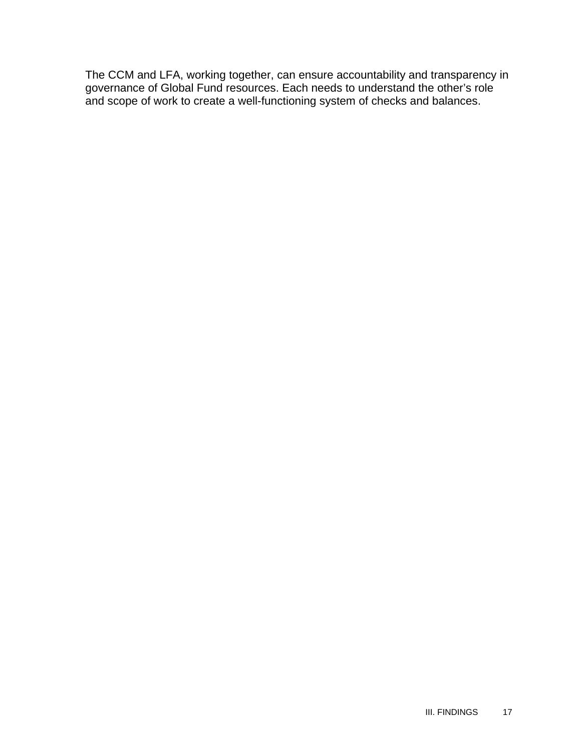The CCM and LFA, working together, can ensure accountability and transparency in governance of Global Fund resources. Each needs to understand the other's role and scope of work to create a well-functioning system of checks and balances.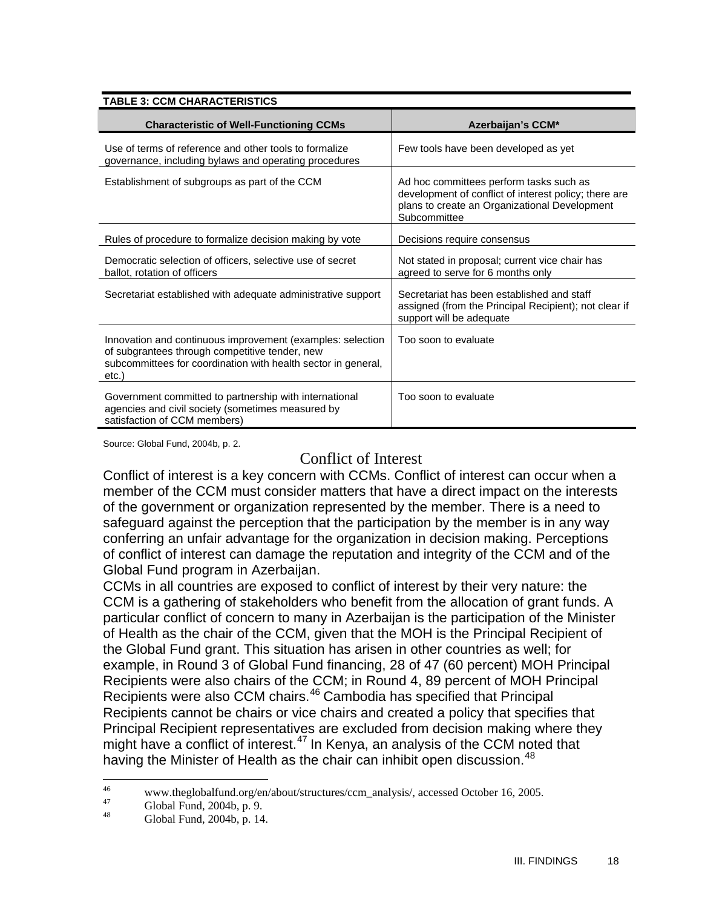**TABLE 3: CCM CHARACTERISTICS**

| Characteristic of Well-Functioning CCMs | Azerbaijan's CCM* |
| --- | --- |
| Use of terms of reference and other tools to formalize governance, including bylaws and operating procedures | Few tools have been developed as yet |
| Establishment of subgroups as part of the CCM | Ad hoc committees perform tasks such as development of conflict of interest policy; there are plans to create an Organizational Development Subcommittee |
| Rules of procedure to formalize decision making by vote | Decisions require consensus |
| Democratic selection of officers, selective use of secret ballot, rotation of officers | Not stated in proposal; current vice chair has agreed to serve for 6 months only |
| Secretariat established with adequate administrative support | Secretariat has been established and staff assigned (from the Principal Recipient); not clear if support will be adequate |
| Innovation and continuous improvement (examples: selection of subgrantees through competitive tender, new subcommittees for coordination with health sector in general, etc.) | Too soon to evaluate |
| Government committed to partnership with international agencies and civil society (sometimes measured by satisfaction of CCM members) | Too soon to evaluate |

Source: Global Fund, 2004b, p. 2.

## Conflict of Interest

Conflict of interest is a key concern with CCMs. Conflict of interest can occur when a member of the CCM must consider matters that have a direct impact on the interests of the government or organization represented by the member. There is a need to safeguard against the perception that the participation by the member is in any way conferring an unfair advantage for the organization in decision making. Perceptions of conflict of interest can damage the reputation and integrity of the CCM and of the Global Fund program in Azerbaijan.

CCMs in all countries are exposed to conflict of interest by their very nature: the CCM is a gathering of stakeholders who benefit from the allocation of grant funds. A particular conflict of concern to many in Azerbaijan is the participation of the Minister of Health as the chair of the CCM, given that the MOH is the Principal Recipient of the Global Fund grant. This situation has arisen in other countries as well; for example, in Round 3 of Global Fund financing, 28 of 47 (60 percent) MOH Principal Recipients were also chairs of the CCM; in Round 4, 89 percent of MOH Principal Recipients were also CCM chairs.[46] Cambodia has specified that Principal Recipients cannot be chairs or vice chairs and created a policy that specifies that Principal Recipient representatives are excluded from decision making where they might have a conflict of interest.[47] In Kenya, an analysis of the CCM noted that having the Minister of Health as the chair can inhibit open discussion.[48]

---

[46] www.theglobalfund.org/en/about/structures/ccm_analysis/, accessed October 16, 2005.

[47] Global Fund, 2004b, p. 9.

[48] Global Fund, 2004b, p. 14.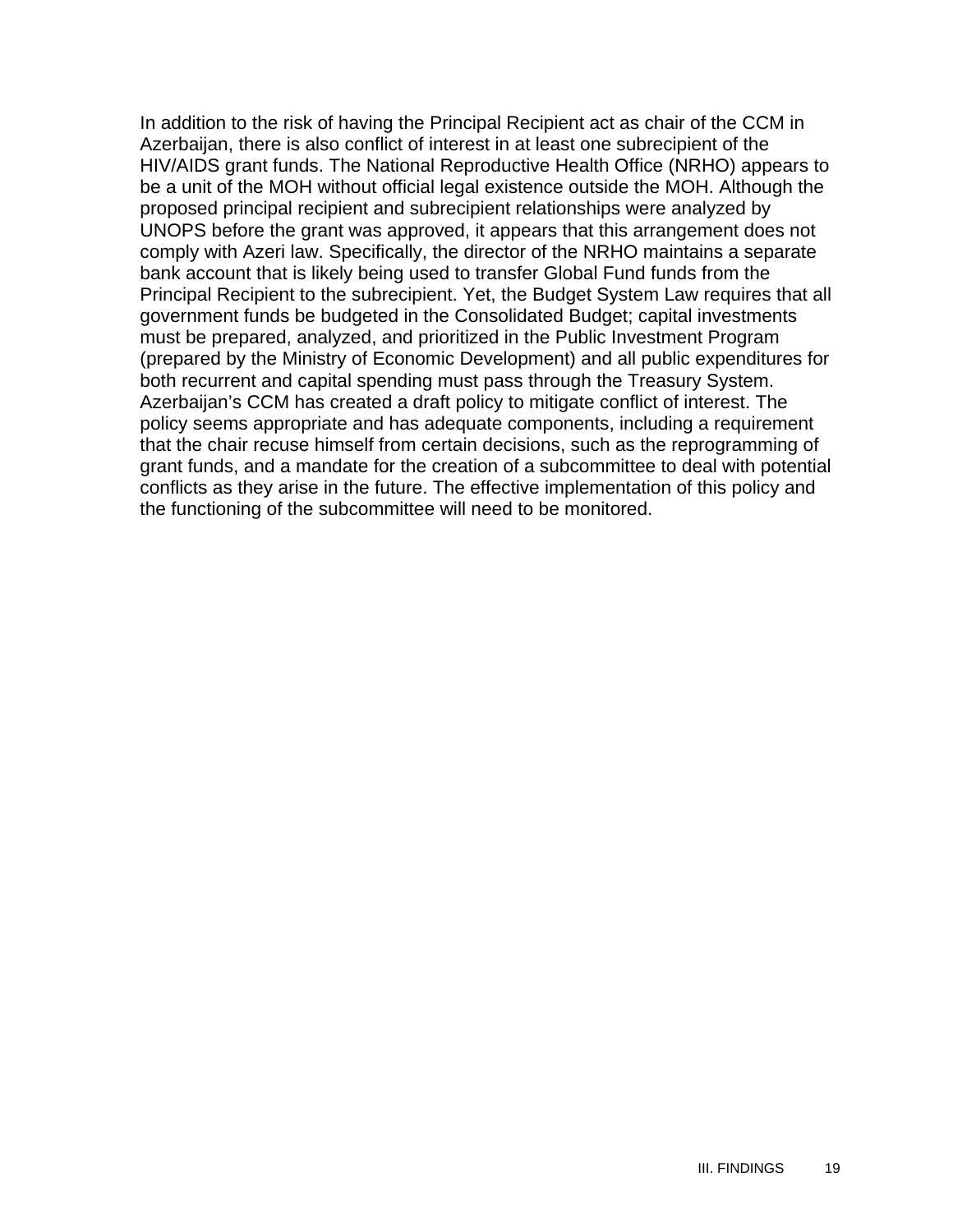In addition to the risk of having the Principal Recipient act as chair of the CCM in Azerbaijan, there is also conflict of interest in at least one subrecipient of the HIV/AIDS grant funds. The National Reproductive Health Office (NRHO) appears to be a unit of the MOH without official legal existence outside the MOH. Although the proposed principal recipient and subrecipient relationships were analyzed by UNOPS before the grant was approved, it appears that this arrangement does not comply with Azeri law. Specifically, the director of the NRHO maintains a separate bank account that is likely being used to transfer Global Fund funds from the Principal Recipient to the subrecipient. Yet, the Budget System Law requires that all government funds be budgeted in the Consolidated Budget; capital investments must be prepared, analyzed, and prioritized in the Public Investment Program (prepared by the Ministry of Economic Development) and all public expenditures for both recurrent and capital spending must pass through the Treasury System. Azerbaijan's CCM has created a draft policy to mitigate conflict of interest. The policy seems appropriate and has adequate components, including a requirement that the chair recuse himself from certain decisions, such as the reprogramming of grant funds, and a mandate for the creation of a subcommittee to deal with potential conflicts as they arise in the future. The effective implementation of this policy and the functioning of the subcommittee will need to be monitored.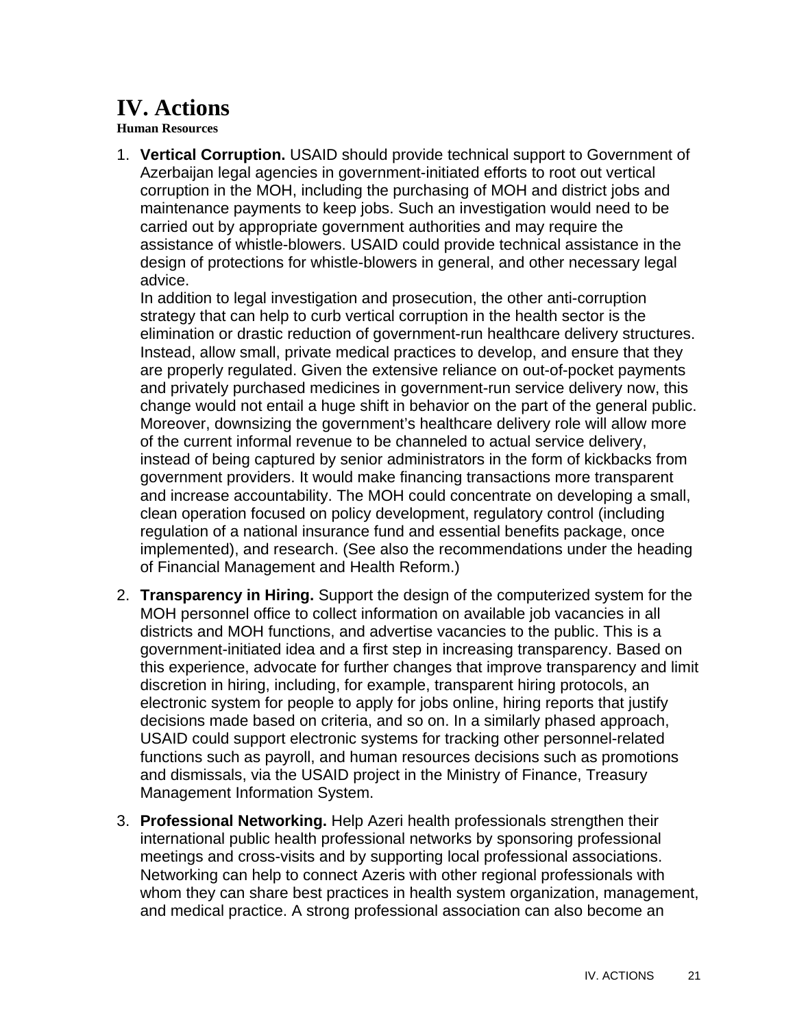# IV. Actions

**Human Resources**

1. **Vertical Corruption.** USAID should provide technical support to Government of Azerbaijan legal agencies in government-initiated efforts to root out vertical corruption in the MOH, including the purchasing of MOH and district jobs and maintenance payments to keep jobs. Such an investigation would need to be carried out by appropriate government authorities and may require the assistance of whistle-blowers. USAID could provide technical assistance in the design of protections for whistle-blowers in general, and other necessary legal advice.
   In addition to legal investigation and prosecution, the other anti-corruption strategy that can help to curb vertical corruption in the health sector is the elimination or drastic reduction of government-run healthcare delivery structures. Instead, allow small, private medical practices to develop, and ensure that they are properly regulated. Given the extensive reliance on out-of-pocket payments and privately purchased medicines in government-run service delivery now, this change would not entail a huge shift in behavior on the part of the general public. Moreover, downsizing the government's healthcare delivery role will allow more of the current informal revenue to be channeled to actual service delivery, instead of being captured by senior administrators in the form of kickbacks from government providers. It would make financing transactions more transparent and increase accountability. The MOH could concentrate on developing a small, clean operation focused on policy development, regulatory control (including regulation of a national insurance fund and essential benefits package, once implemented), and research. (See also the recommendations under the heading of Financial Management and Health Reform.)

2. **Transparency in Hiring.** Support the design of the computerized system for the MOH personnel office to collect information on available job vacancies in all districts and MOH functions, and advertise vacancies to the public. This is a government-initiated idea and a first step in increasing transparency. Based on this experience, advocate for further changes that improve transparency and limit discretion in hiring, including, for example, transparent hiring protocols, an electronic system for people to apply for jobs online, hiring reports that justify decisions made based on criteria, and so on. In a similarly phased approach, USAID could support electronic systems for tracking other personnel-related functions such as payroll, and human resources decisions such as promotions and dismissals, via the USAID project in the Ministry of Finance, Treasury Management Information System.

3. **Professional Networking.** Help Azeri health professionals strengthen their international public health professional networks by sponsoring professional meetings and cross-visits and by supporting local professional associations. Networking can help to connect Azeris with other regional professionals with whom they can share best practices in health system organization, management, and medical practice. A strong professional association can also become an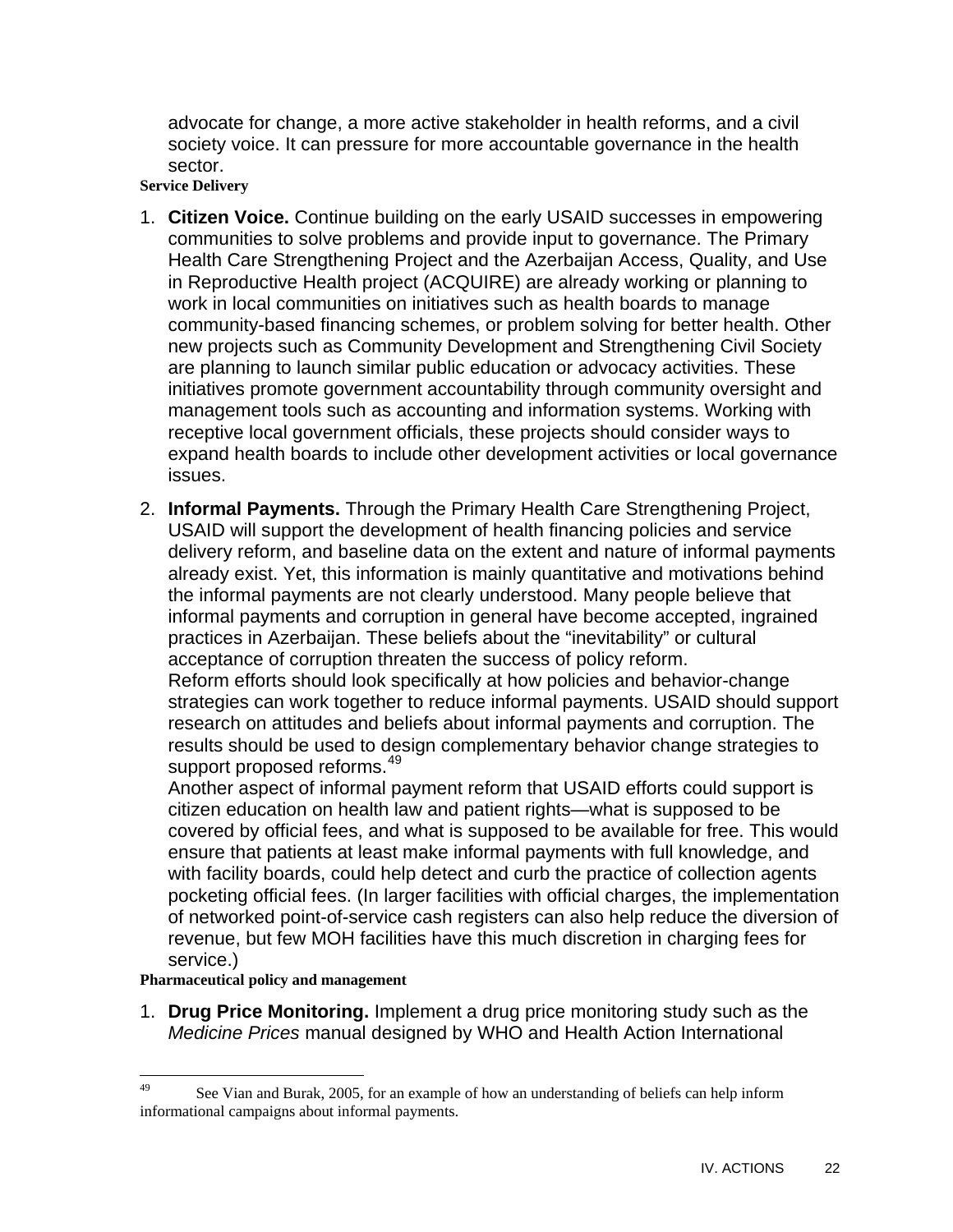advocate for change, a more active stakeholder in health reforms, and a civil society voice. It can pressure for more accountable governance in the health sector.

**Service Delivery**

1. **Citizen Voice.** Continue building on the early USAID successes in empowering communities to solve problems and provide input to governance. The Primary Health Care Strengthening Project and the Azerbaijan Access, Quality, and Use in Reproductive Health project (ACQUIRE) are already working or planning to work in local communities on initiatives such as health boards to manage community-based financing schemes, or problem solving for better health. Other new projects such as Community Development and Strengthening Civil Society are planning to launch similar public education or advocacy activities. These initiatives promote government accountability through community oversight and management tools such as accounting and information systems. Working with receptive local government officials, these projects should consider ways to expand health boards to include other development activities or local governance issues.

2. **Informal Payments.** Through the Primary Health Care Strengthening Project, USAID will support the development of health financing policies and service delivery reform, and baseline data on the extent and nature of informal payments already exist. Yet, this information is mainly quantitative and motivations behind the informal payments are not clearly understood. Many people believe that informal payments and corruption in general have become accepted, ingrained practices in Azerbaijan. These beliefs about the "inevitability" or cultural acceptance of corruption threaten the success of policy reform.
   Reform efforts should look specifically at how policies and behavior-change strategies can work together to reduce informal payments. USAID should support research on attitudes and beliefs about informal payments and corruption. The results should be used to design complementary behavior change strategies to support proposed reforms.[49]
   Another aspect of informal payment reform that USAID efforts could support is citizen education on health law and patient rights—what is supposed to be covered by official fees, and what is supposed to be available for free. This would ensure that patients at least make informal payments with full knowledge, and with facility boards, could help detect and curb the practice of collection agents pocketing official fees. (In larger facilities with official charges, the implementation of networked point-of-service cash registers can also help reduce the diversion of revenue, but few MOH facilities have this much discretion in charging fees for service.)

**Pharmaceutical policy and management**

1. **Drug Price Monitoring.** Implement a drug price monitoring study such as the *Medicine Prices* manual designed by WHO and Health Action International

[49] See Vian and Burak, 2005, for an example of how an understanding of beliefs can help inform informational campaigns about informal payments.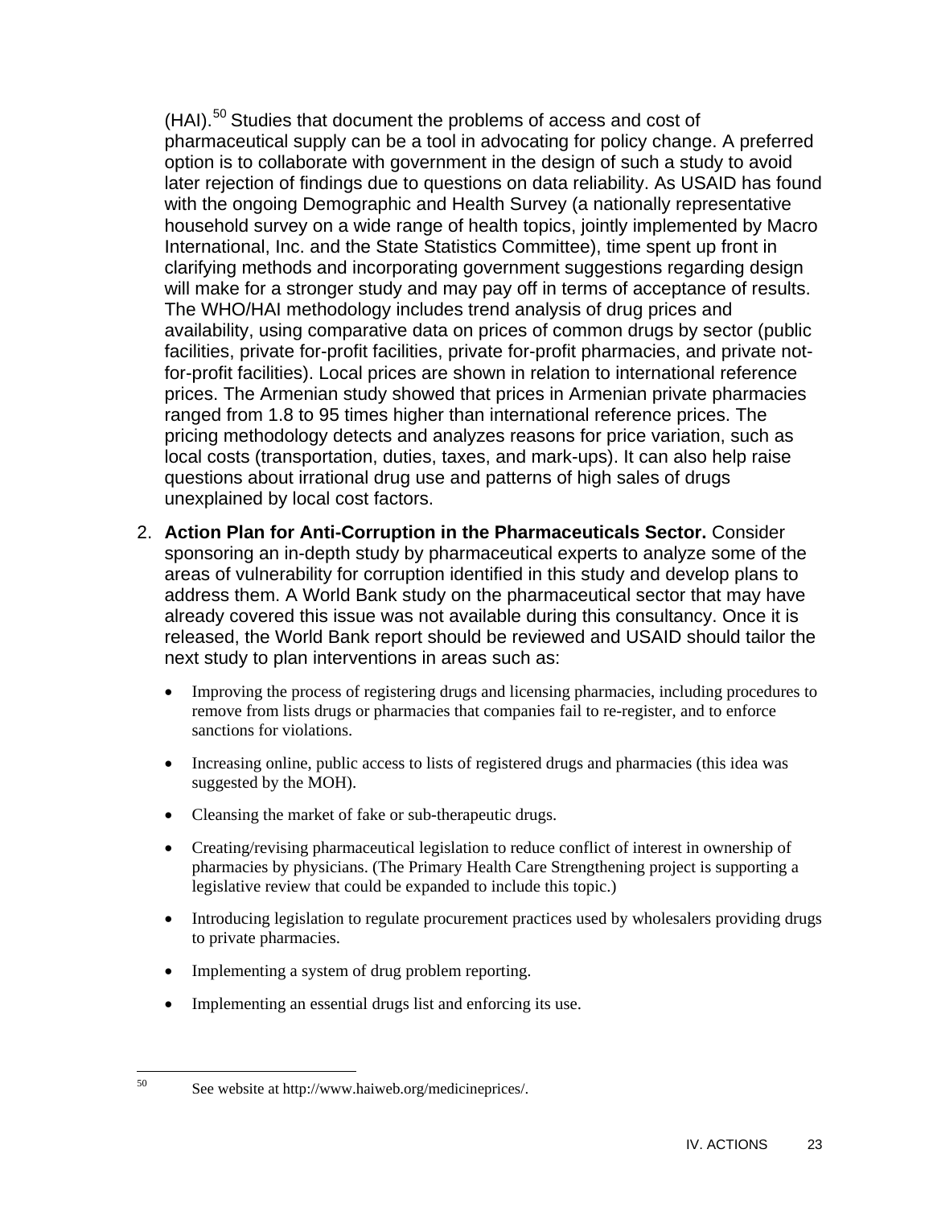(HAI).[50] Studies that document the problems of access and cost of pharmaceutical supply can be a tool in advocating for policy change. A preferred option is to collaborate with government in the design of such a study to avoid later rejection of findings due to questions on data reliability. As USAID has found with the ongoing Demographic and Health Survey (a nationally representative household survey on a wide range of health topics, jointly implemented by Macro International, Inc. and the State Statistics Committee), time spent up front in clarifying methods and incorporating government suggestions regarding design will make for a stronger study and may pay off in terms of acceptance of results. The WHO/HAI methodology includes trend analysis of drug prices and availability, using comparative data on prices of common drugs by sector (public facilities, private for-profit facilities, private for-profit pharmacies, and private not-for-profit facilities). Local prices are shown in relation to international reference prices. The Armenian study showed that prices in Armenian private pharmacies ranged from 1.8 to 95 times higher than international reference prices. The pricing methodology detects and analyzes reasons for price variation, such as local costs (transportation, duties, taxes, and mark-ups). It can also help raise questions about irrational drug use and patterns of high sales of drugs unexplained by local cost factors.

2. **Action Plan for Anti-Corruption in the Pharmaceuticals Sector.** Consider sponsoring an in-depth study by pharmaceutical experts to analyze some of the areas of vulnerability for corruption identified in this study and develop plans to address them. A World Bank study on the pharmaceutical sector that may have already covered this issue was not available during this consultancy. Once it is released, the World Bank report should be reviewed and USAID should tailor the next study to plan interventions in areas such as:

   - Improving the process of registering drugs and licensing pharmacies, including procedures to remove from lists drugs or pharmacies that companies fail to re-register, and to enforce sanctions for violations.
   - Increasing online, public access to lists of registered drugs and pharmacies (this idea was suggested by the MOH).
   - Cleansing the market of fake or sub-therapeutic drugs.
   - Creating/revising pharmaceutical legislation to reduce conflict of interest in ownership of pharmacies by physicians. (The Primary Health Care Strengthening project is supporting a legislative review that could be expanded to include this topic.)
   - Introducing legislation to regulate procurement practices used by wholesalers providing drugs to private pharmacies.
   - Implementing a system of drug problem reporting.
   - Implementing an essential drugs list and enforcing its use.

[50] See website at http://www.haiweb.org/medicineprices/.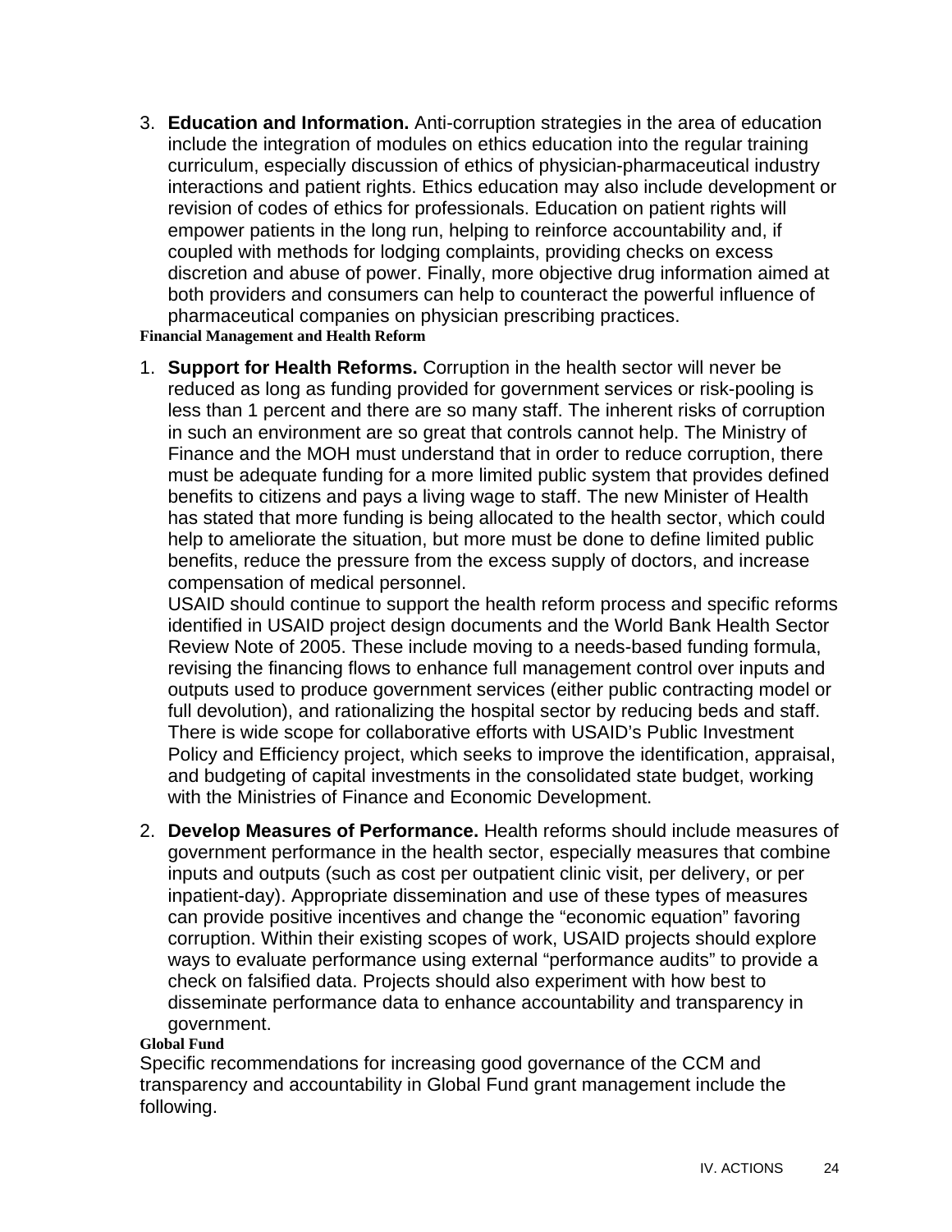3. **Education and Information.** Anti-corruption strategies in the area of education include the integration of modules on ethics education into the regular training curriculum, especially discussion of ethics of physician-pharmaceutical industry interactions and patient rights. Ethics education may also include development or revision of codes of ethics for professionals. Education on patient rights will empower patients in the long run, helping to reinforce accountability and, if coupled with methods for lodging complaints, providing checks on excess discretion and abuse of power. Finally, more objective drug information aimed at both providers and consumers can help to counteract the powerful influence of pharmaceutical companies on physician prescribing practices.

#### Financial Management and Health Reform

1. **Support for Health Reforms.** Corruption in the health sector will never be reduced as long as funding provided for government services or risk-pooling is less than 1 percent and there are so many staff. The inherent risks of corruption in such an environment are so great that controls cannot help. The Ministry of Finance and the MOH must understand that in order to reduce corruption, there must be adequate funding for a more limited public system that provides defined benefits to citizens and pays a living wage to staff. The new Minister of Health has stated that more funding is being allocated to the health sector, which could help to ameliorate the situation, but more must be done to define limited public benefits, reduce the pressure from the excess supply of doctors, and increase compensation of medical personnel.

   USAID should continue to support the health reform process and specific reforms identified in USAID project design documents and the World Bank Health Sector Review Note of 2005. These include moving to a needs-based funding formula, revising the financing flows to enhance full management control over inputs and outputs used to produce government services (either public contracting model or full devolution), and rationalizing the hospital sector by reducing beds and staff. There is wide scope for collaborative efforts with USAID's Public Investment Policy and Efficiency project, which seeks to improve the identification, appraisal, and budgeting of capital investments in the consolidated state budget, working with the Ministries of Finance and Economic Development.

2. **Develop Measures of Performance.** Health reforms should include measures of government performance in the health sector, especially measures that combine inputs and outputs (such as cost per outpatient clinic visit, per delivery, or per inpatient-day). Appropriate dissemination and use of these types of measures can provide positive incentives and change the "economic equation" favoring corruption. Within their existing scopes of work, USAID projects should explore ways to evaluate performance using external "performance audits" to provide a check on falsified data. Projects should also experiment with how best to disseminate performance data to enhance accountability and transparency in government.

#### Global Fund

Specific recommendations for increasing good governance of the CCM and transparency and accountability in Global Fund grant management include the following.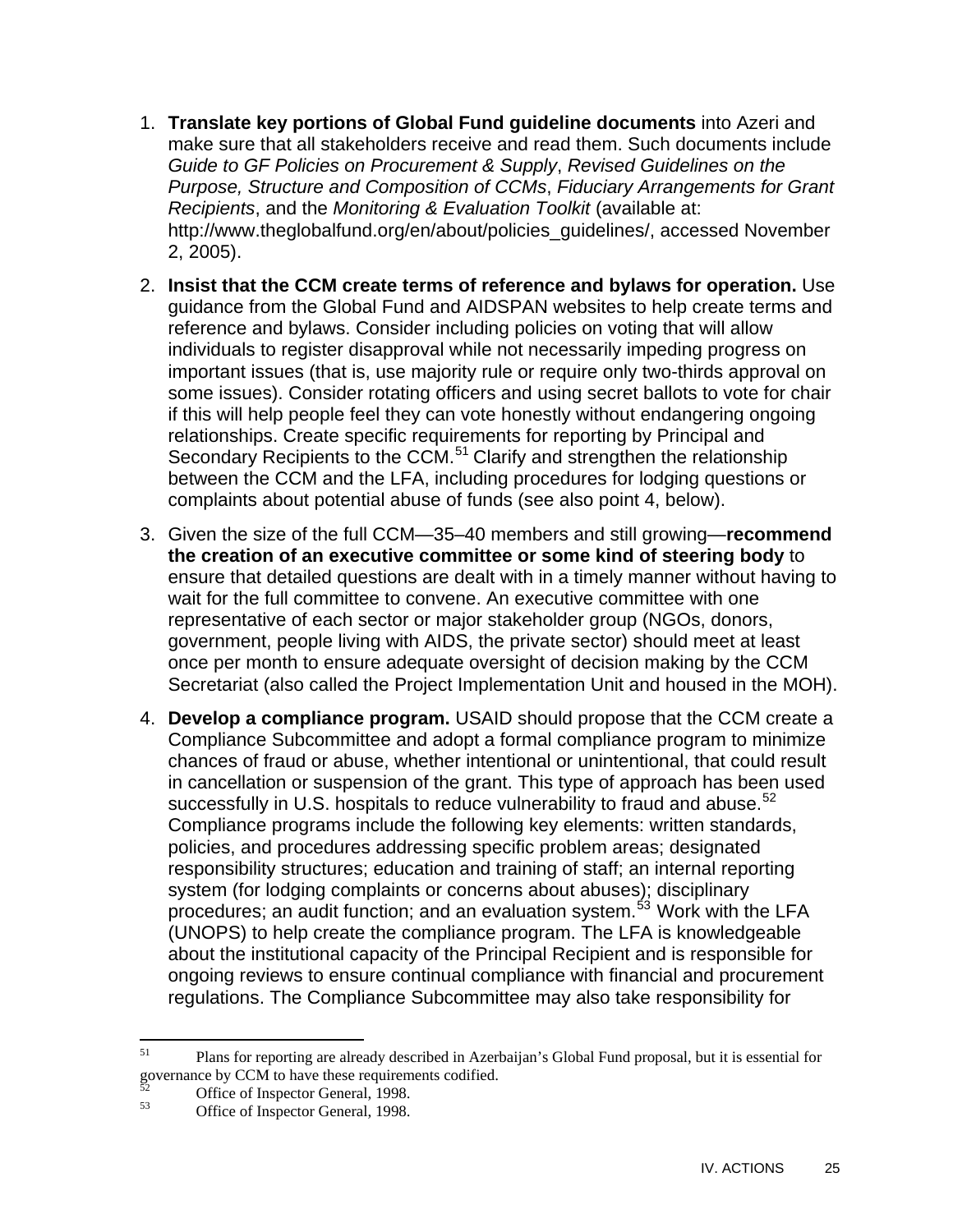1. **Translate key portions of Global Fund guideline documents** into Azeri and make sure that all stakeholders receive and read them. Such documents include *Guide to GF Policies on Procurement & Supply*, *Revised Guidelines on the Purpose, Structure and Composition of CCMs*, *Fiduciary Arrangements for Grant Recipients*, and the *Monitoring & Evaluation Toolkit* (available at: http://www.theglobalfund.org/en/about/policies_guidelines/, accessed November 2, 2005).

2. **Insist that the CCM create terms of reference and bylaws for operation.** Use guidance from the Global Fund and AIDSPAN websites to help create terms and reference and bylaws. Consider including policies on voting that will allow individuals to register disapproval while not necessarily impeding progress on important issues (that is, use majority rule or require only two-thirds approval on some issues). Consider rotating officers and using secret ballots to vote for chair if this will help people feel they can vote honestly without endangering ongoing relationships. Create specific requirements for reporting by Principal and Secondary Recipients to the CCM.[51] Clarify and strengthen the relationship between the CCM and the LFA, including procedures for lodging questions or complaints about potential abuse of funds (see also point 4, below).

3. Given the size of the full CCM—35–40 members and still growing—**recommend the creation of an executive committee or some kind of steering body** to ensure that detailed questions are dealt with in a timely manner without having to wait for the full committee to convene. An executive committee with one representative of each sector or major stakeholder group (NGOs, donors, government, people living with AIDS, the private sector) should meet at least once per month to ensure adequate oversight of decision making by the CCM Secretariat (also called the Project Implementation Unit and housed in the MOH).

4. **Develop a compliance program.** USAID should propose that the CCM create a Compliance Subcommittee and adopt a formal compliance program to minimize chances of fraud or abuse, whether intentional or unintentional, that could result in cancellation or suspension of the grant. This type of approach has been used successfully in U.S. hospitals to reduce vulnerability to fraud and abuse.[52] Compliance programs include the following key elements: written standards, policies, and procedures addressing specific problem areas; designated responsibility structures; education and training of staff; an internal reporting system (for lodging complaints or concerns about abuses); disciplinary procedures; an audit function; and an evaluation system.[53] Work with the LFA (UNOPS) to help create the compliance program. The LFA is knowledgeable about the institutional capacity of the Principal Recipient and is responsible for ongoing reviews to ensure continual compliance with financial and procurement regulations. The Compliance Subcommittee may also take responsibility for

---

[51] Plans for reporting are already described in Azerbaijan's Global Fund proposal, but it is essential for governance by CCM to have these requirements codified.

[52] Office of Inspector General, 1998.

[53] Office of Inspector General, 1998.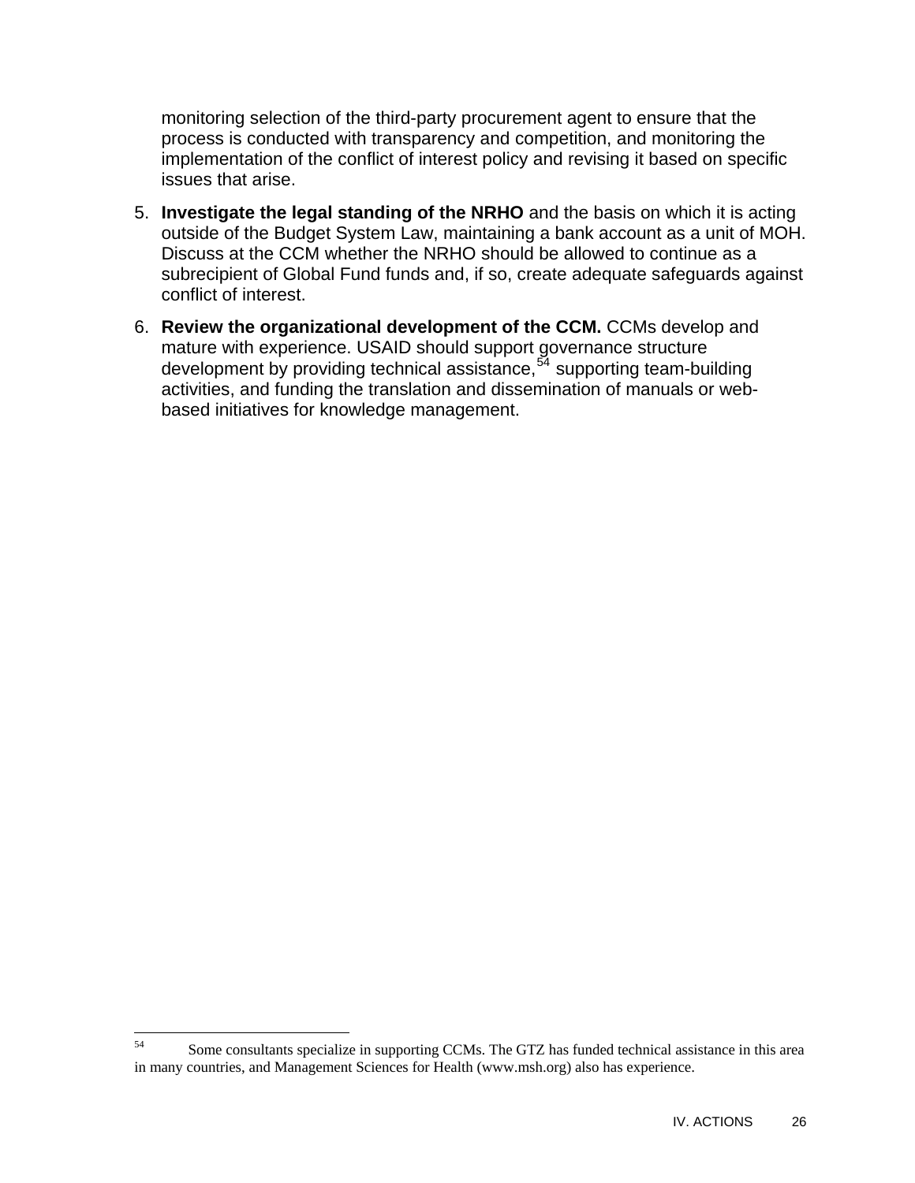monitoring selection of the third-party procurement agent to ensure that the process is conducted with transparency and competition, and monitoring the implementation of the conflict of interest policy and revising it based on specific issues that arise.

5. **Investigate the legal standing of the NRHO** and the basis on which it is acting outside of the Budget System Law, maintaining a bank account as a unit of MOH. Discuss at the CCM whether the NRHO should be allowed to continue as a subrecipient of Global Fund funds and, if so, create adequate safeguards against conflict of interest.

6. **Review the organizational development of the CCM.** CCMs develop and mature with experience. USAID should support governance structure development by providing technical assistance,[54] supporting team-building activities, and funding the translation and dissemination of manuals or web-based initiatives for knowledge management.

---

[54] Some consultants specialize in supporting CCMs. The GTZ has funded technical assistance in this area in many countries, and Management Sciences for Health (www.msh.org) also has experience.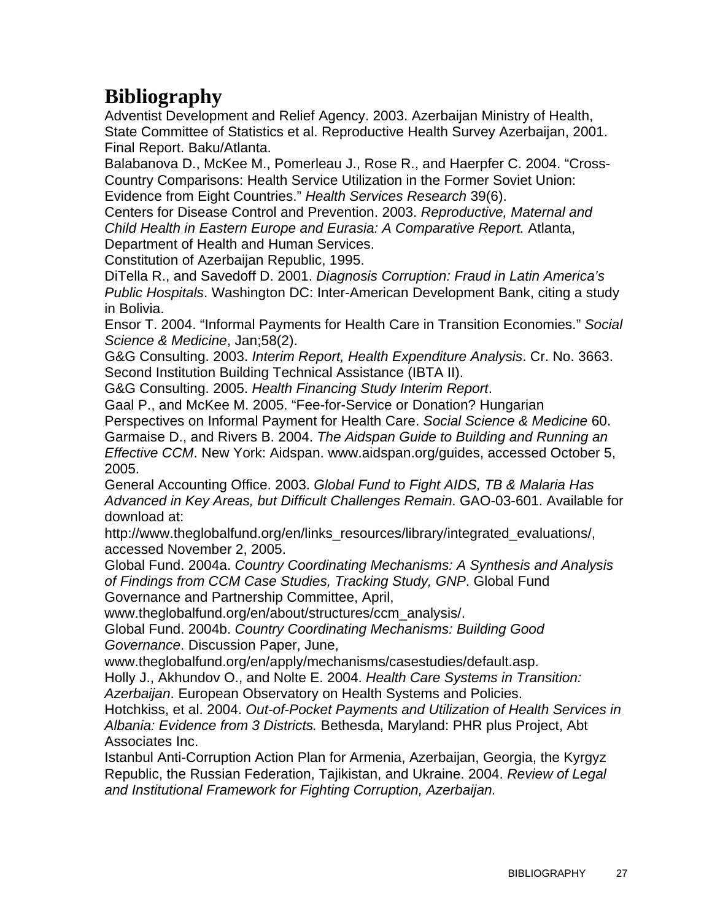# Bibliography

Adventist Development and Relief Agency. 2003. Azerbaijan Ministry of Health, State Committee of Statistics et al. Reproductive Health Survey Azerbaijan, 2001. Final Report. Baku/Atlanta.

Balabanova D., McKee M., Pomerleau J., Rose R., and Haerpfer C. 2004. "Cross-Country Comparisons: Health Service Utilization in the Former Soviet Union: Evidence from Eight Countries." *Health Services Research* 39(6).

Centers for Disease Control and Prevention. 2003. *Reproductive, Maternal and Child Health in Eastern Europe and Eurasia: A Comparative Report.* Atlanta, Department of Health and Human Services.

Constitution of Azerbaijan Republic, 1995.

DiTella R., and Savedoff D. 2001. *Diagnosis Corruption: Fraud in Latin America's Public Hospitals*. Washington DC: Inter-American Development Bank, citing a study in Bolivia.

Ensor T. 2004. "Informal Payments for Health Care in Transition Economies." *Social Science & Medicine*, Jan;58(2).

G&G Consulting. 2003. *Interim Report, Health Expenditure Analysis*. Cr. No. 3663. Second Institution Building Technical Assistance (IBTA II).

G&G Consulting. 2005. *Health Financing Study Interim Report*.

Gaal P., and McKee M. 2005. "Fee-for-Service or Donation? Hungarian Perspectives on Informal Payment for Health Care. *Social Science & Medicine* 60.

Garmaise D., and Rivers B. 2004. *The Aidspan Guide to Building and Running an Effective CCM*. New York: Aidspan. www.aidspan.org/guides, accessed October 5, 2005.

General Accounting Office. 2003. *Global Fund to Fight AIDS, TB & Malaria Has Advanced in Key Areas, but Difficult Challenges Remain*. GAO-03-601. Available for download at: http://www.theglobalfund.org/en/links_resources/library/integrated_evaluations/, accessed November 2, 2005.

Global Fund. 2004a. *Country Coordinating Mechanisms: A Synthesis and Analysis of Findings from CCM Case Studies, Tracking Study, GNP*. Global Fund Governance and Partnership Committee, April, www.theglobalfund.org/en/about/structures/ccm_analysis/.

Global Fund. 2004b. *Country Coordinating Mechanisms: Building Good Governance*. Discussion Paper, June, www.theglobalfund.org/en/apply/mechanisms/casestudies/default.asp.

Holly J., Akhundov O., and Nolte E. 2004. *Health Care Systems in Transition: Azerbaijan*. European Observatory on Health Systems and Policies.

Hotchkiss, et al. 2004. *Out-of-Pocket Payments and Utilization of Health Services in Albania: Evidence from 3 Districts.* Bethesda, Maryland: PHR plus Project, Abt Associates Inc.

Istanbul Anti-Corruption Action Plan for Armenia, Azerbaijan, Georgia, the Kyrgyz Republic, the Russian Federation, Tajikistan, and Ukraine. 2004. *Review of Legal and Institutional Framework for Fighting Corruption, Azerbaijan.*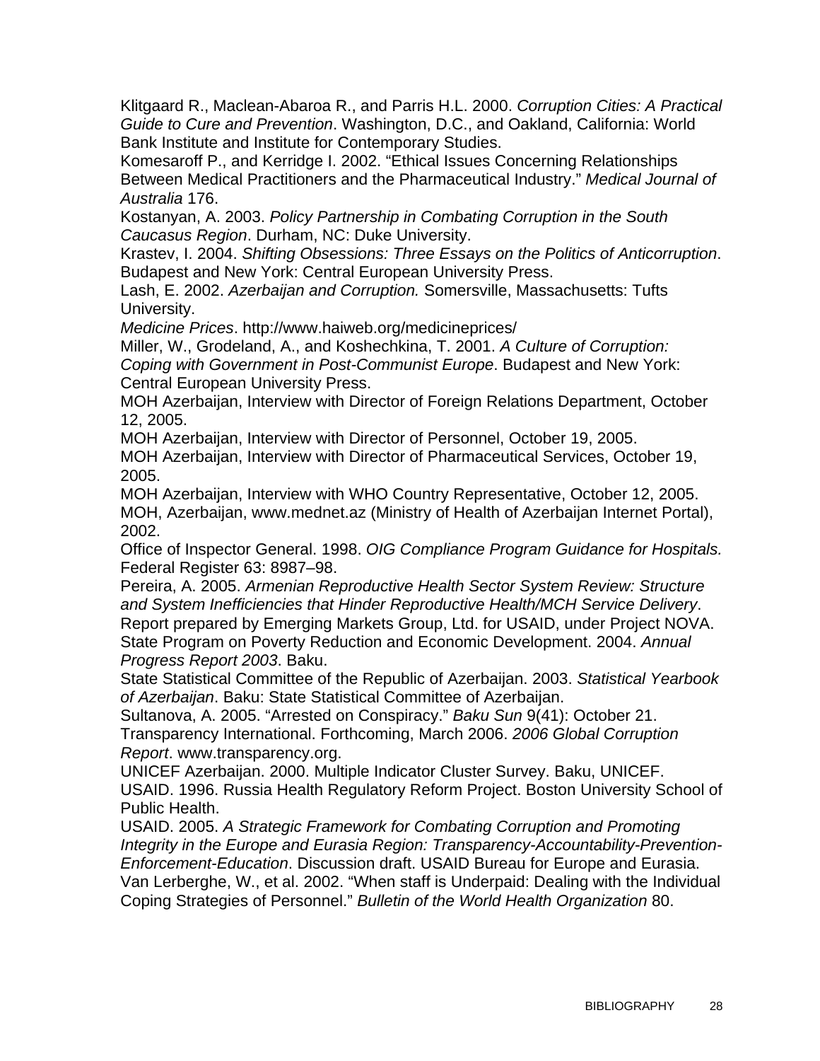Klitgaard R., Maclean-Abaroa R., and Parris H.L. 2000. *Corruption Cities: A Practical Guide to Cure and Prevention*. Washington, D.C., and Oakland, California: World Bank Institute and Institute for Contemporary Studies.

Komesaroff P., and Kerridge I. 2002. "Ethical Issues Concerning Relationships Between Medical Practitioners and the Pharmaceutical Industry." *Medical Journal of Australia* 176.

Kostanyan, A. 2003. *Policy Partnership in Combating Corruption in the South Caucasus Region*. Durham, NC: Duke University.

Krastev, I. 2004. *Shifting Obsessions: Three Essays on the Politics of Anticorruption*. Budapest and New York: Central European University Press.

Lash, E. 2002. *Azerbaijan and Corruption.* Somersville, Massachusetts: Tufts University.

*Medicine Prices*. http://www.haiweb.org/medicineprices/

Miller, W., Grodeland, A., and Koshechkina, T. 2001. *A Culture of Corruption: Coping with Government in Post-Communist Europe*. Budapest and New York: Central European University Press.

MOH Azerbaijan, Interview with Director of Foreign Relations Department, October 12, 2005.

MOH Azerbaijan, Interview with Director of Personnel, October 19, 2005.

MOH Azerbaijan, Interview with Director of Pharmaceutical Services, October 19, 2005.

MOH Azerbaijan, Interview with WHO Country Representative, October 12, 2005.

MOH, Azerbaijan, www.mednet.az (Ministry of Health of Azerbaijan Internet Portal), 2002.

Office of Inspector General. 1998. *OIG Compliance Program Guidance for Hospitals.* Federal Register 63: 8987–98.

Pereira, A. 2005. *Armenian Reproductive Health Sector System Review: Structure and System Inefficiencies that Hinder Reproductive Health/MCH Service Delivery*. Report prepared by Emerging Markets Group, Ltd. for USAID, under Project NOVA.

State Program on Poverty Reduction and Economic Development. 2004. *Annual Progress Report 2003*. Baku.

State Statistical Committee of the Republic of Azerbaijan. 2003. *Statistical Yearbook of Azerbaijan*. Baku: State Statistical Committee of Azerbaijan.

Sultanova, A. 2005. "Arrested on Conspiracy." *Baku Sun* 9(41): October 21.

Transparency International. Forthcoming, March 2006. *2006 Global Corruption Report*. www.transparency.org.

UNICEF Azerbaijan. 2000. Multiple Indicator Cluster Survey. Baku, UNICEF.

USAID. 1996. Russia Health Regulatory Reform Project. Boston University School of Public Health.

USAID. 2005. *A Strategic Framework for Combating Corruption and Promoting Integrity in the Europe and Eurasia Region: Transparency-Accountability-Prevention-Enforcement-Education*. Discussion draft. USAID Bureau for Europe and Eurasia.

Van Lerberghe, W., et al. 2002. "When staff is Underpaid: Dealing with the Individual Coping Strategies of Personnel." *Bulletin of the World Health Organization* 80.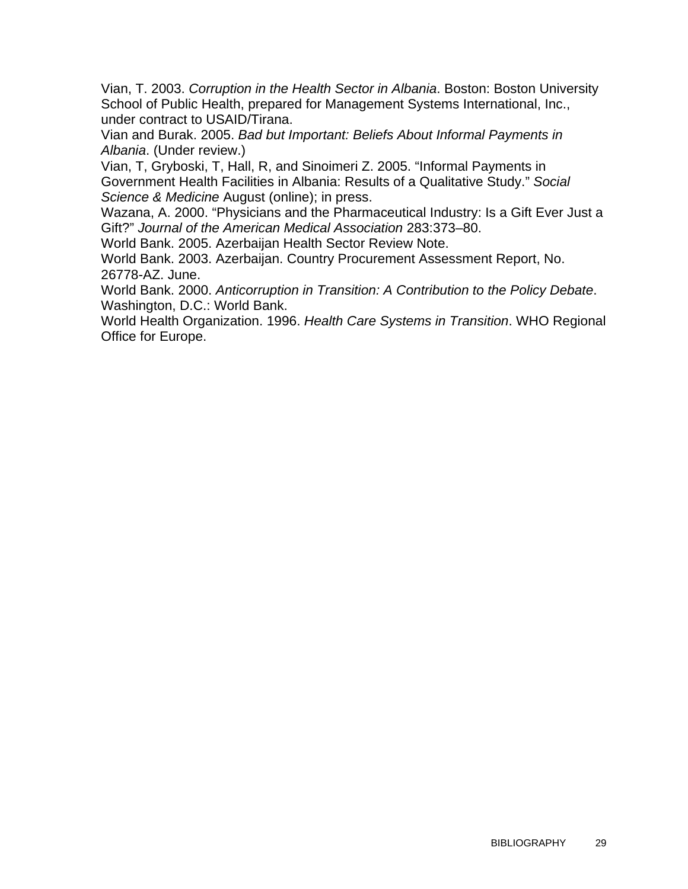Vian, T. 2003. *Corruption in the Health Sector in Albania*. Boston: Boston University School of Public Health, prepared for Management Systems International, Inc., under contract to USAID/Tirana.

Vian and Burak. 2005. *Bad but Important: Beliefs About Informal Payments in Albania*. (Under review.)

Vian, T, Gryboski, T, Hall, R, and Sinoimeri Z. 2005. "Informal Payments in Government Health Facilities in Albania: Results of a Qualitative Study." *Social Science & Medicine* August (online); in press.

Wazana, A. 2000. "Physicians and the Pharmaceutical Industry: Is a Gift Ever Just a Gift?" *Journal of the American Medical Association* 283:373–80.

World Bank. 2005. Azerbaijan Health Sector Review Note.

World Bank. 2003. Azerbaijan. Country Procurement Assessment Report, No. 26778-AZ. June.

World Bank. 2000. *Anticorruption in Transition: A Contribution to the Policy Debate*. Washington, D.C.: World Bank.

World Health Organization. 1996. *Health Care Systems in Transition*. WHO Regional Office for Europe.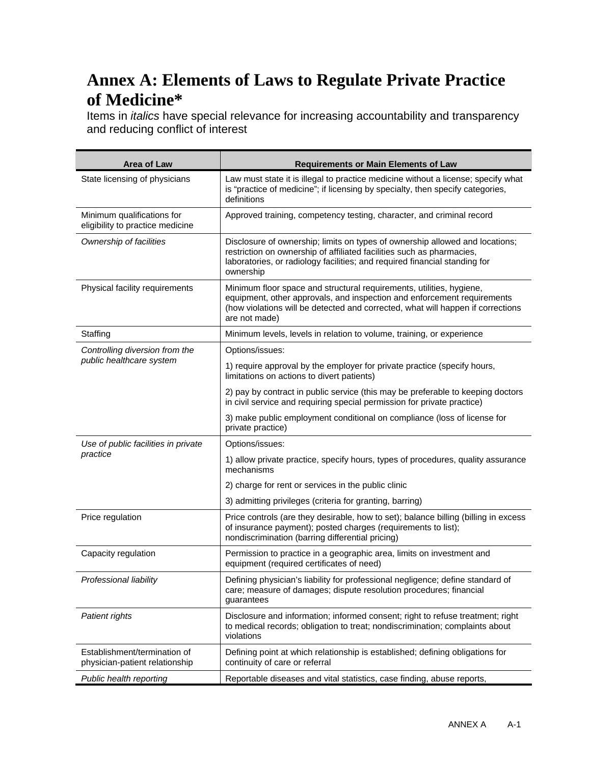# Annex A: Elements of Laws to Regulate Private Practice of Medicine*

Items in *italics* have special relevance for increasing accountability and transparency and reducing conflict of interest

| Area of Law | Requirements or Main Elements of Law |
|---|---|
| State licensing of physicians | Law must state it is illegal to practice medicine without a license; specify what is "practice of medicine"; if licensing by specialty, then specify categories, definitions |
| Minimum qualifications for eligibility to practice medicine | Approved training, competency testing, character, and criminal record |
| *Ownership of facilities* | Disclosure of ownership; limits on types of ownership allowed and locations; restriction on ownership of affiliated facilities such as pharmacies, laboratories, or radiology facilities; and required financial standing for ownership |
| Physical facility requirements | Minimum floor space and structural requirements, utilities, hygiene, equipment, other approvals, and inspection and enforcement requirements (how violations will be detected and corrected, what will happen if corrections are not made) |
| Staffing | Minimum levels, levels in relation to volume, training, or experience |
| *Controlling diversion from the public healthcare system* | Options/issues: |
| | 1) require approval by the employer for private practice (specify hours, limitations on actions to divert patients) |
| | 2) pay by contract in public service (this may be preferable to keeping doctors in civil service and requiring special permission for private practice) |
| | 3) make public employment conditional on compliance (loss of license for private practice) |
| *Use of public facilities in private practice* | Options/issues: |
| | 1) allow private practice, specify hours, types of procedures, quality assurance mechanisms |
| | 2) charge for rent or services in the public clinic |
| | 3) admitting privileges (criteria for granting, barring) |
| Price regulation | Price controls (are they desirable, how to set); balance billing (billing in excess of insurance payment); posted charges (requirements to list); nondiscrimination (barring differential pricing) |
| Capacity regulation | Permission to practice in a geographic area, limits on investment and equipment (required certificates of need) |
| *Professional liability* | Defining physician's liability for professional negligence; define standard of care; measure of damages; dispute resolution procedures; financial guarantees |
| *Patient rights* | Disclosure and information; informed consent; right to refuse treatment; right to medical records; obligation to treat; nondiscrimination; complaints about violations |
| Establishment/termination of physician-patient relationship | Defining point at which relationship is established; defining obligations for continuity of care or referral |
| *Public health reporting* | Reportable diseases and vital statistics, case finding, abuse reports, |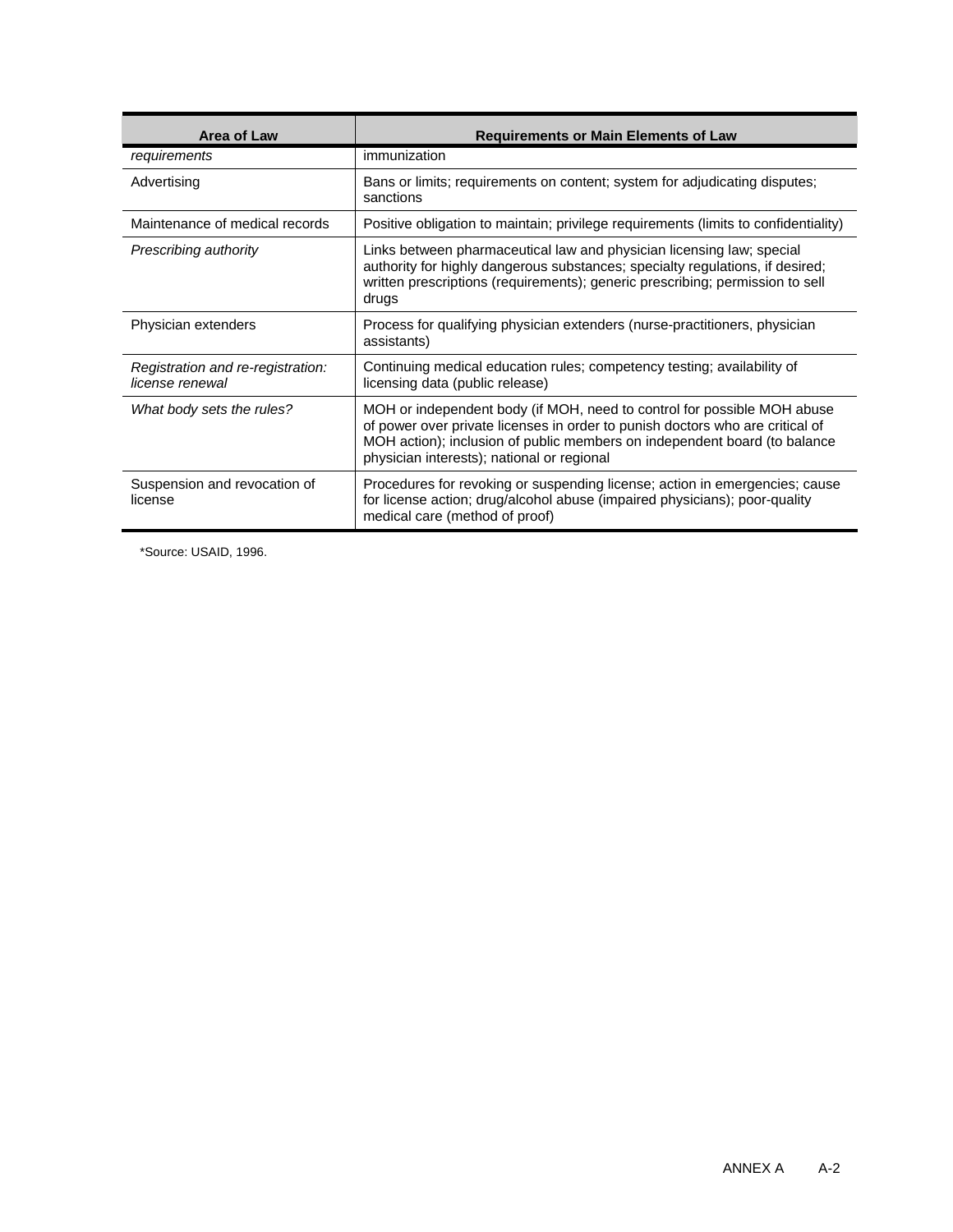| Area of Law | Requirements or Main Elements of Law |
|---|---|
| *requirements* | immunization |
| Advertising | Bans or limits; requirements on content; system for adjudicating disputes; sanctions |
| Maintenance of medical records | Positive obligation to maintain; privilege requirements (limits to confidentiality) |
| *Prescribing authority* | Links between pharmaceutical law and physician licensing law; special authority for highly dangerous substances; specialty regulations, if desired; written prescriptions (requirements); generic prescribing; permission to sell drugs |
| Physician extenders | Process for qualifying physician extenders (nurse-practitioners, physician assistants) |
| *Registration and re-registration: license renewal* | Continuing medical education rules; competency testing; availability of licensing data (public release) |
| *What body sets the rules?* | MOH or independent body (if MOH, need to control for possible MOH abuse of power over private licenses in order to punish doctors who are critical of MOH action); inclusion of public members on independent board (to balance physician interests); national or regional |
| Suspension and revocation of license | Procedures for revoking or suspending license; action in emergencies; cause for license action; drug/alcohol abuse (impaired physicians); poor-quality medical care (method of proof) |

*Source: USAID, 1996.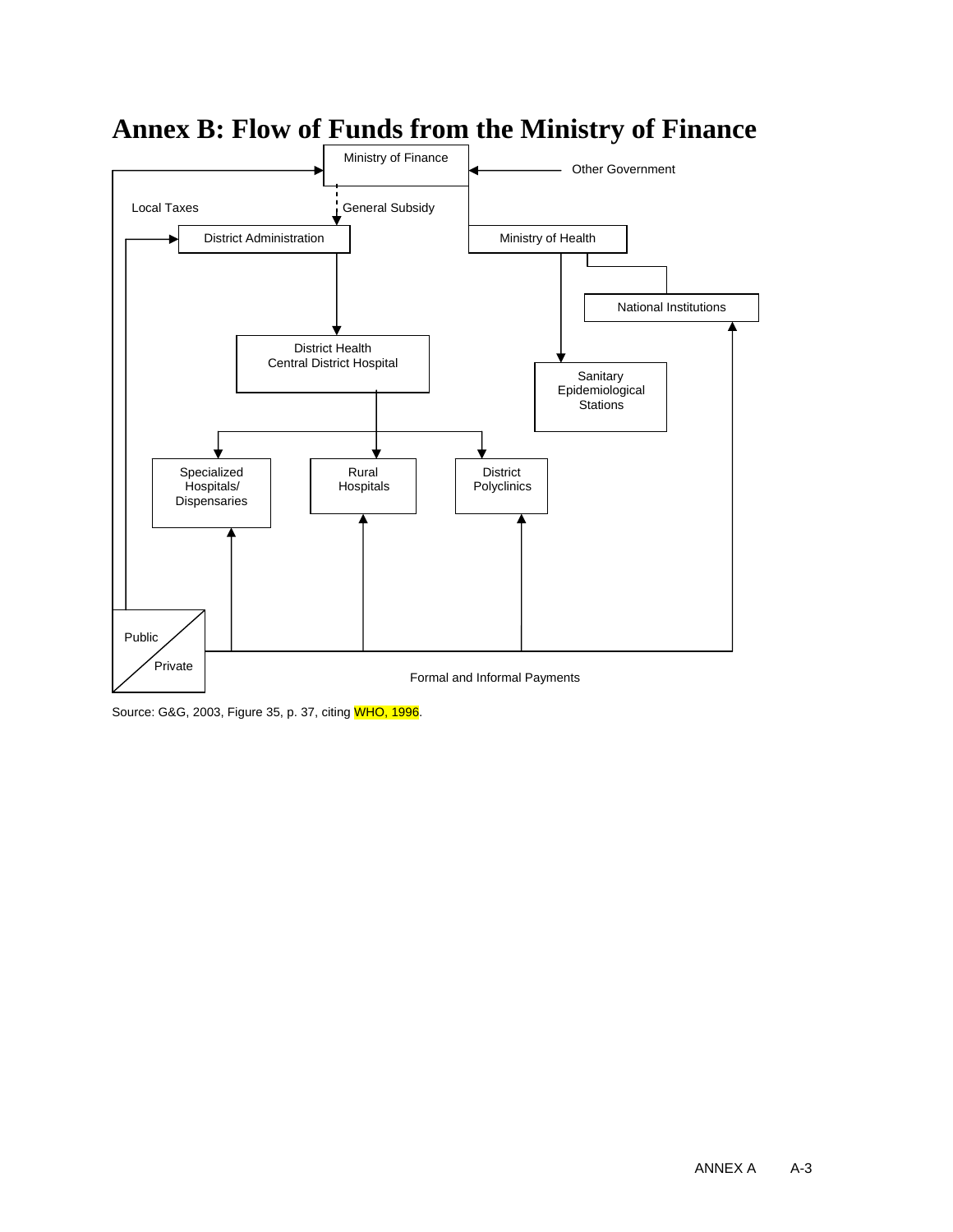# Annex B: Flow of Funds from the Ministry of Finance

Ministry of Finance

Other Government

Local Taxes

General Subsidy

District Administration

Ministry of Health

National Institutions

District Health
Central District Hospital

Sanitary
Epidemiological
Stations

Specialized
Hospitals/
Dispensaries

Rural
Hospitals

District
Polyclinics

Public

Private

Formal and Informal Payments

Source: G&G, 2003, Figure 35, p. 37, citing WHO, 1996.